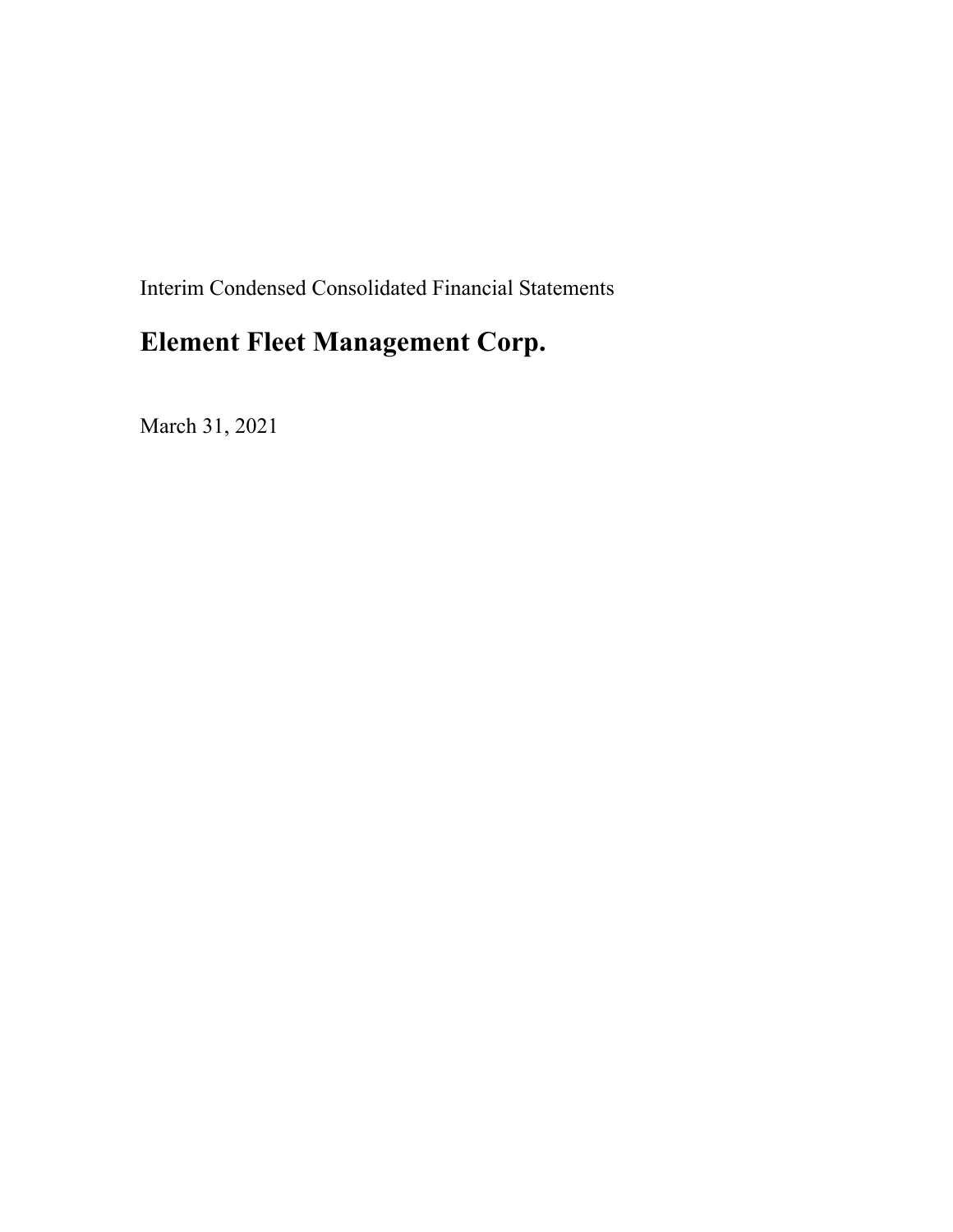Interim Condensed Consolidated Financial Statements

# Element Fleet Management Corp.

March 31, 2021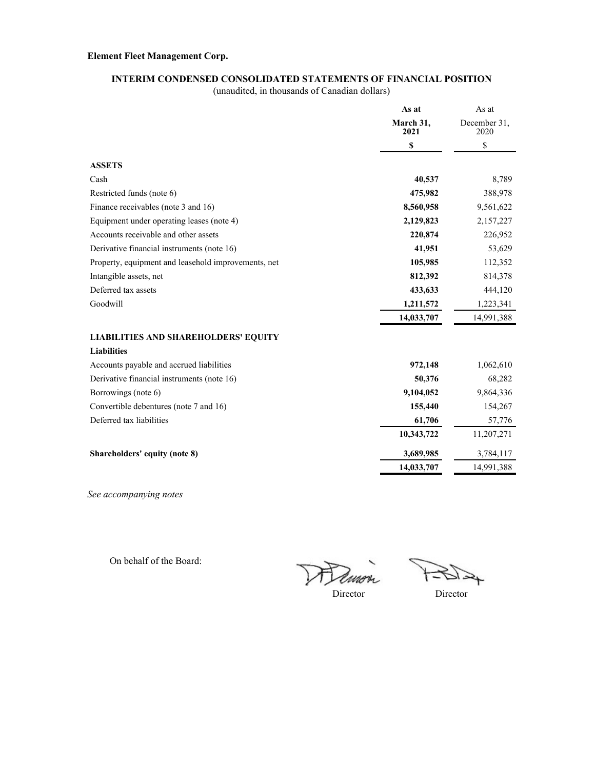**Element Fleet Management Corp.**

## INTERIM CONDENSED CONSOLIDATED STATEMENTS OF FINANCIAL POSITION

(unaudited, in thousands of Canadian dollars)

| | **As at March 31, 2021** | As at December 31, 2020 |
|---|---|---|
| | **$** | $ |
| **ASSETS** | | |
| Cash | **40,537** | 8,789 |
| Restricted funds (note 6) | **475,982** | 388,978 |
| Finance receivables (note 3 and 16) | **8,560,958** | 9,561,622 |
| Equipment under operating leases (note 4) | **2,129,823** | 2,157,227 |
| Accounts receivable and other assets | **220,874** | 226,952 |
| Derivative financial instruments (note 16) | **41,951** | 53,629 |
| Property, equipment and leasehold improvements, net | **105,985** | 112,352 |
| Intangible assets, net | **812,392** | 814,378 |
| Deferred tax assets | **433,633** | 444,120 |
| Goodwill | **1,211,572** | 1,223,341 |
| | **14,033,707** | 14,991,388 |
| **LIABILITIES AND SHAREHOLDERS' EQUITY** | | |
| **Liabilities** | | |
| Accounts payable and accrued liabilities | **972,148** | 1,062,610 |
| Derivative financial instruments (note 16) | **50,376** | 68,282 |
| Borrowings (note 6) | **9,104,052** | 9,864,336 |
| Convertible debentures (note 7 and 16) | **155,440** | 154,267 |
| Deferred tax liabilities | **61,706** | 57,776 |
| | **10,343,722** | 11,207,271 |
| **Shareholders' equity (note 8)** | **3,689,985** | 3,784,117 |
| | **14,033,707** | 14,991,388 |

*See accompanying notes*

On behalf of the Board:

Director Director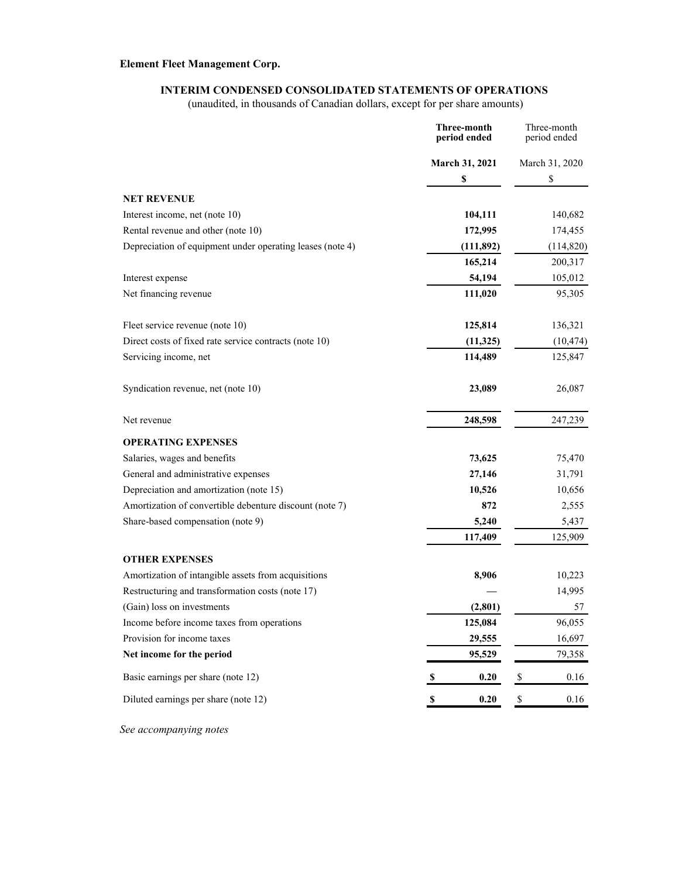**Element Fleet Management Corp.**

## INTERIM CONDENSED CONSOLIDATED STATEMENTS OF OPERATIONS

(unaudited, in thousands of Canadian dollars, except for per share amounts)

| | **Three-month period ended** | Three-month period ended |
|---|---|---|
| | **March 31, 2021** | March 31, 2020 |
| | **$** | $ |
| **NET REVENUE** | | |
| Interest income, net (note 10) | **104,111** | 140,682 |
| Rental revenue and other (note 10) | **172,995** | 174,455 |
| Depreciation of equipment under operating leases (note 4) | **(111,892)** | (114,820) |
| | **165,214** | 200,317 |
| Interest expense | **54,194** | 105,012 |
| Net financing revenue | **111,020** | 95,305 |
| | | |
| Fleet service revenue (note 10) | **125,814** | 136,321 |
| Direct costs of fixed rate service contracts (note 10) | **(11,325)** | (10,474) |
| Servicing income, net | **114,489** | 125,847 |
| | | |
| Syndication revenue, net (note 10) | **23,089** | 26,087 |
| | | |
| Net revenue | **248,598** | 247,239 |
| **OPERATING EXPENSES** | | |
| Salaries, wages and benefits | **73,625** | 75,470 |
| General and administrative expenses | **27,146** | 31,791 |
| Depreciation and amortization (note 15) | **10,526** | 10,656 |
| Amortization of convertible debenture discount (note 7) | **872** | 2,555 |
| Share-based compensation (note 9) | **5,240** | 5,437 |
| | **117,409** | 125,909 |
| **OTHER EXPENSES** | | |
| Amortization of intangible assets from acquisitions | **8,906** | 10,223 |
| Restructuring and transformation costs (note 17) | **—** | 14,995 |
| (Gain) loss on investments | **(2,801)** | 57 |
| Income before income taxes from operations | **125,084** | 96,055 |
| Provision for income taxes | **29,555** | 16,697 |
| **Net income for the period** | **95,529** | 79,358 |
| Basic earnings per share (note 12) | **$ 0.20** | $ 0.16 |
| Diluted earnings per share (note 12) | **$ 0.20** | $ 0.16 |

*See accompanying notes*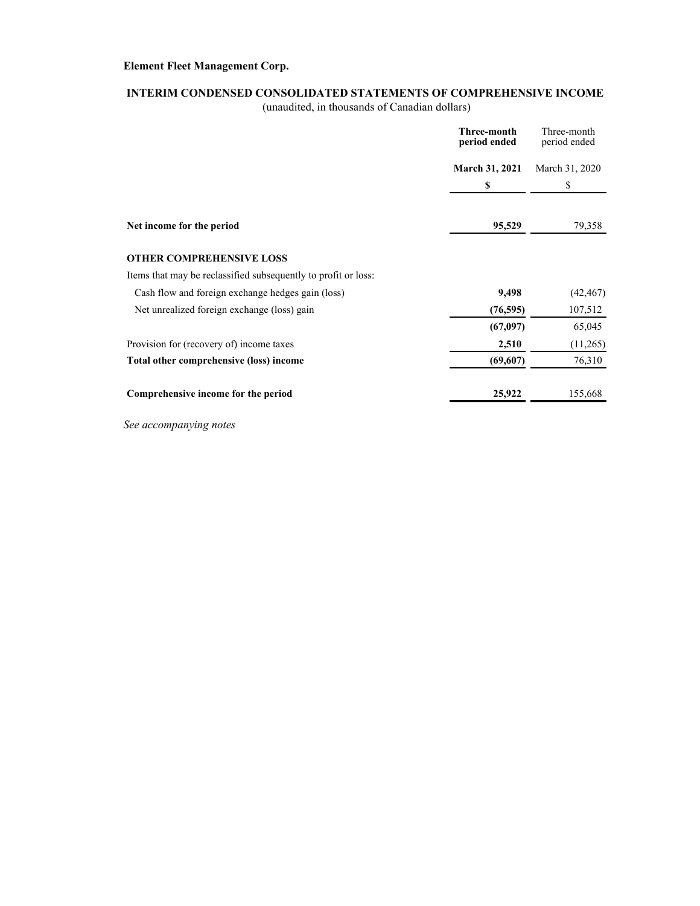**Element Fleet Management Corp.**

**INTERIM CONDENSED CONSOLIDATED STATEMENTS OF COMPREHENSIVE INCOME**

(unaudited, in thousands of Canadian dollars)

| | **Three-month period ended** | Three-month period ended |
|---|---|---|
| | **March 31, 2021** | March 31, 2020 |
| | **$** | $ |
| **Net income for the period** | **95,529** | 79,358 |
| **OTHER COMPREHENSIVE LOSS** | | |
| Items that may be reclassified subsequently to profit or loss: | | |
| Cash flow and foreign exchange hedges gain (loss) | **9,498** | (42,467) |
| Net unrealized foreign exchange (loss) gain | **(76,595)** | 107,512 |
| | **(67,097)** | 65,045 |
| Provision for (recovery of) income taxes | **2,510** | (11,265) |
| **Total other comprehensive (loss) income** | **(69,607)** | 76,310 |
| **Comprehensive income for the period** | **25,922** | 155,668 |

*See accompanying notes*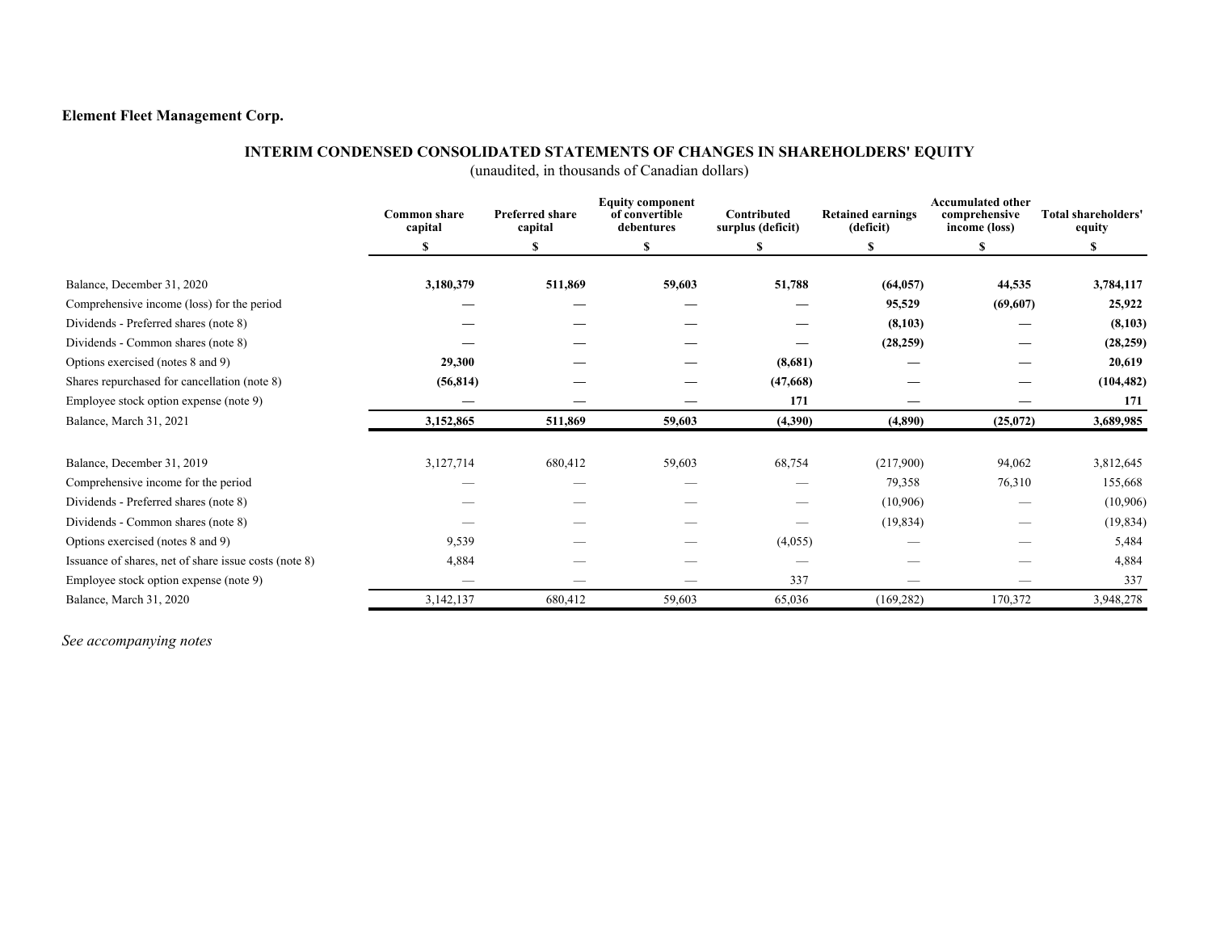**Element Fleet Management Corp.**

## INTERIM CONDENSED CONSOLIDATED STATEMENTS OF CHANGES IN SHAREHOLDERS' EQUITY

(unaudited, in thousands of Canadian dollars)

| | Common share capital | Preferred share capital | Equity component of convertible debentures | Contributed surplus (deficit) | Retained earnings (deficit) | Accumulated other comprehensive income (loss) | Total shareholders' equity |
|---|---|---|---|---|---|---|---|
| | $ | $ | $ | $ | $ | $ | $ |
| Balance, December 31, 2020 | **3,180,379** | **511,869** | **59,603** | **51,788** | **(64,057)** | **44,535** | **3,784,117** |
| Comprehensive income (loss) for the period | **—** | **—** | **—** | **—** | **95,529** | **(69,607)** | **25,922** |
| Dividends - Preferred shares (note 8) | **—** | **—** | **—** | **—** | **(8,103)** | **—** | **(8,103)** |
| Dividends - Common shares (note 8) | **—** | **—** | **—** | **—** | **(28,259)** | **—** | **(28,259)** |
| Options exercised (notes 8 and 9) | **29,300** | **—** | **—** | **(8,681)** | **—** | **—** | **20,619** |
| Shares repurchased for cancellation (note 8) | **(56,814)** | **—** | **—** | **(47,668)** | **—** | **—** | **(104,482)** |
| Employee stock option expense (note 9) | **—** | **—** | **—** | **171** | **—** | **—** | **171** |
| Balance, March 31, 2021 | **3,152,865** | **511,869** | **59,603** | **(4,390)** | **(4,890)** | **(25,072)** | **3,689,985** |
| | | | | | | | |
| Balance, December 31, 2019 | 3,127,714 | 680,412 | 59,603 | 68,754 | (217,900) | 94,062 | 3,812,645 |
| Comprehensive income for the period | — | — | — | — | 79,358 | 76,310 | 155,668 |
| Dividends - Preferred shares (note 8) | — | — | — | — | (10,906) | — | (10,906) |
| Dividends - Common shares (note 8) | — | — | — | — | (19,834) | — | (19,834) |
| Options exercised (notes 8 and 9) | 9,539 | — | — | (4,055) | — | — | 5,484 |
| Issuance of shares, net of share issue costs (note 8) | 4,884 | — | — | — | — | — | 4,884 |
| Employee stock option expense (note 9) | — | — | — | 337 | — | — | 337 |
| Balance, March 31, 2020 | 3,142,137 | 680,412 | 59,603 | 65,036 | (169,282) | 170,372 | 3,948,278 |

*See accompanying notes*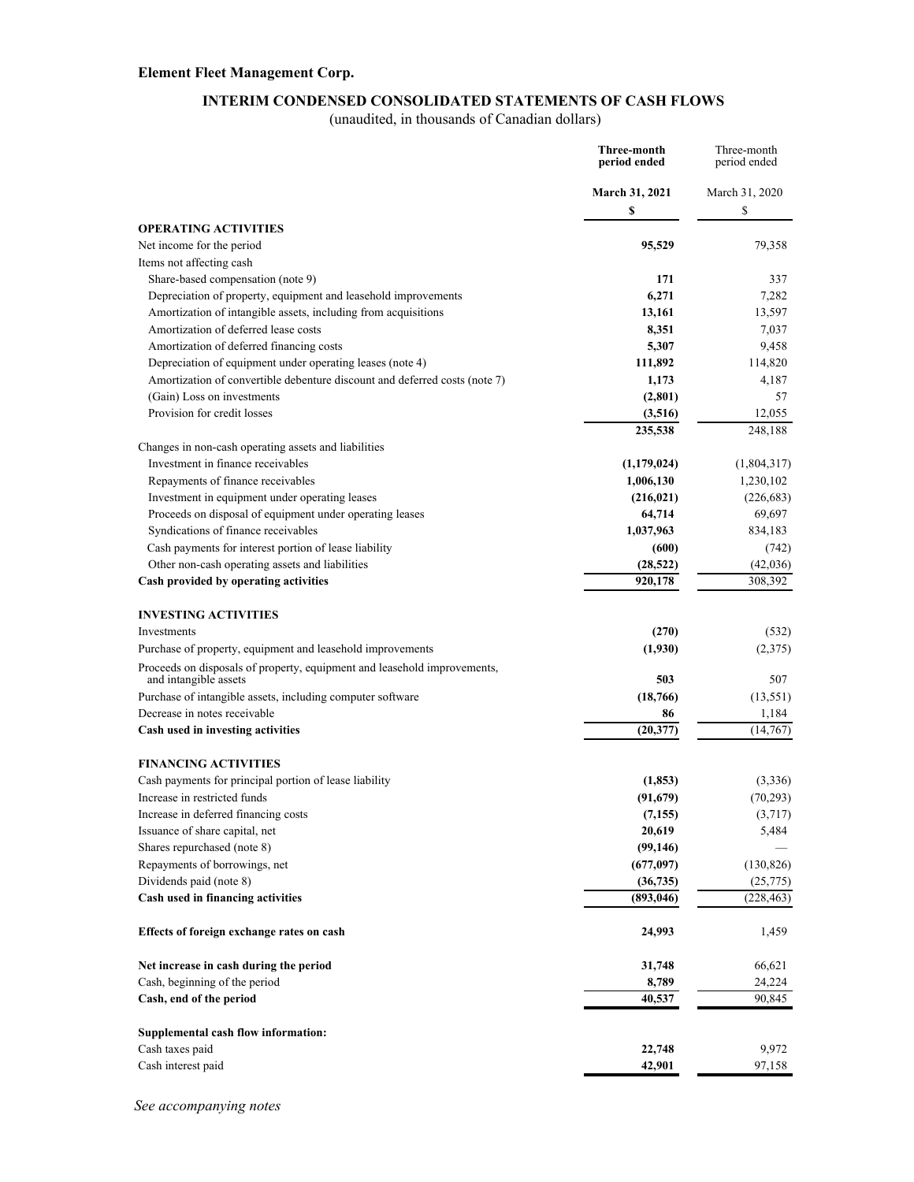**Element Fleet Management Corp.**

## INTERIM CONDENSED CONSOLIDATED STATEMENTS OF CASH FLOWS

(unaudited, in thousands of Canadian dollars)

| | **Three-month period ended** | Three-month period ended |
|---|---|---|
| | **March 31, 2021** | March 31, 2020 |
| | **$** | $ |
| **OPERATING ACTIVITIES** | | |
| Net income for the period | **95,529** | 79,358 |
| Items not affecting cash | | |
| Share-based compensation (note 9) | **171** | 337 |
| Depreciation of property, equipment and leasehold improvements | **6,271** | 7,282 |
| Amortization of intangible assets, including from acquisitions | **13,161** | 13,597 |
| Amortization of deferred lease costs | **8,351** | 7,037 |
| Amortization of deferred financing costs | **5,307** | 9,458 |
| Depreciation of equipment under operating leases (note 4) | **111,892** | 114,820 |
| Amortization of convertible debenture discount and deferred costs (note 7) | **1,173** | 4,187 |
| (Gain) Loss on investments | **(2,801)** | 57 |
| Provision for credit losses | **(3,516)** | 12,055 |
| | **235,538** | 248,188 |
| Changes in non-cash operating assets and liabilities | | |
| Investment in finance receivables | **(1,179,024)** | (1,804,317) |
| Repayments of finance receivables | **1,006,130** | 1,230,102 |
| Investment in equipment under operating leases | **(216,021)** | (226,683) |
| Proceeds on disposal of equipment under operating leases | **64,714** | 69,697 |
| Syndications of finance receivables | **1,037,963** | 834,183 |
| Cash payments for interest portion of lease liability | **(600)** | (742) |
| Other non-cash operating assets and liabilities | **(28,522)** | (42,036) |
| **Cash provided by operating activities** | **920,178** | 308,392 |
| **INVESTING ACTIVITIES** | | |
| Investments | **(270)** | (532) |
| Purchase of property, equipment and leasehold improvements | **(1,930)** | (2,375) |
| Proceeds on disposals of property, equipment and leasehold improvements, and intangible assets | **503** | 507 |
| Purchase of intangible assets, including computer software | **(18,766)** | (13,551) |
| Decrease in notes receivable | **86** | 1,184 |
| **Cash used in investing activities** | **(20,377)** | (14,767) |
| **FINANCING ACTIVITIES** | | |
| Cash payments for principal portion of lease liability | **(1,853)** | (3,336) |
| Increase in restricted funds | **(91,679)** | (70,293) |
| Increase in deferred financing costs | **(7,155)** | (3,717) |
| Issuance of share capital, net | **20,619** | 5,484 |
| Shares repurchased (note 8) | **(99,146)** | — |
| Repayments of borrowings, net | **(677,097)** | (130,826) |
| Dividends paid (note 8) | **(36,735)** | (25,775) |
| **Cash used in financing activities** | **(893,046)** | (228,463) |
| **Effects of foreign exchange rates on cash** | **24,993** | 1,459 |
| **Net increase in cash during the period** | **31,748** | 66,621 |
| Cash, beginning of the period | **8,789** | 24,224 |
| **Cash, end of the period** | **40,537** | 90,845 |
| **Supplemental cash flow information:** | | |
| Cash taxes paid | **22,748** | 9,972 |
| Cash interest paid | **42,901** | 97,158 |

*See accompanying notes*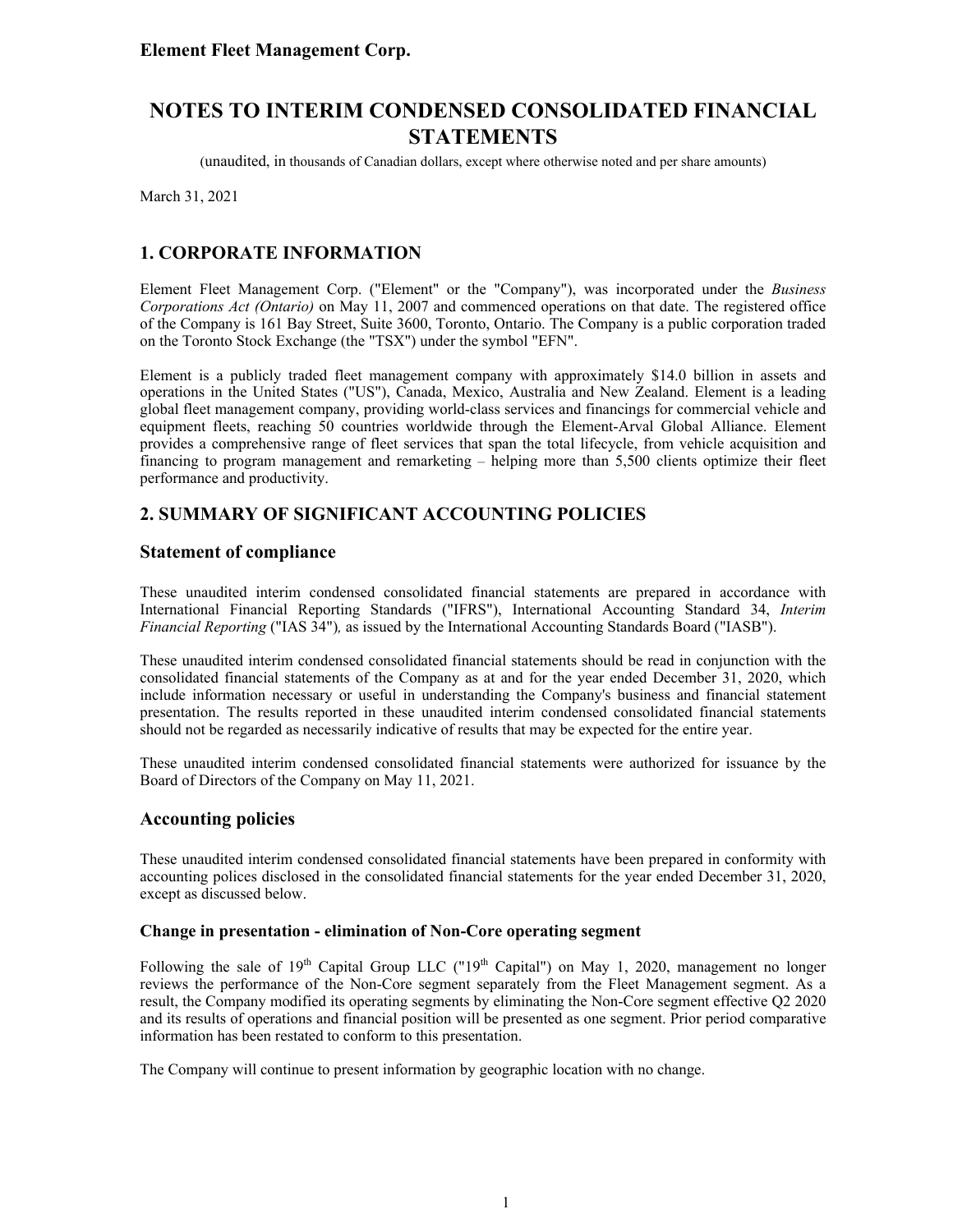**Element Fleet Management Corp.**

# NOTES TO INTERIM CONDENSED CONSOLIDATED FINANCIAL STATEMENTS

(unaudited, in thousands of Canadian dollars, except where otherwise noted and per share amounts)

March 31, 2021

## 1. CORPORATE INFORMATION

Element Fleet Management Corp. ("Element" or the "Company"), was incorporated under the *Business Corporations Act (Ontario)* on May 11, 2007 and commenced operations on that date. The registered office of the Company is 161 Bay Street, Suite 3600, Toronto, Ontario. The Company is a public corporation traded on the Toronto Stock Exchange (the "TSX") under the symbol "EFN".

Element is a publicly traded fleet management company with approximately $14.0 billion in assets and operations in the United States ("US"), Canada, Mexico, Australia and New Zealand. Element is a leading global fleet management company, providing world-class services and financings for commercial vehicle and equipment fleets, reaching 50 countries worldwide through the Element-Arval Global Alliance. Element provides a comprehensive range of fleet services that span the total lifecycle, from vehicle acquisition and financing to program management and remarketing – helping more than 5,500 clients optimize their fleet performance and productivity.

## 2. SUMMARY OF SIGNIFICANT ACCOUNTING POLICIES

### Statement of compliance

These unaudited interim condensed consolidated financial statements are prepared in accordance with International Financial Reporting Standards ("IFRS"), International Accounting Standard 34, *Interim Financial Reporting* ("IAS 34")*,* as issued by the International Accounting Standards Board ("IASB").

These unaudited interim condensed consolidated financial statements should be read in conjunction with the consolidated financial statements of the Company as at and for the year ended December 31, 2020, which include information necessary or useful in understanding the Company's business and financial statement presentation. The results reported in these unaudited interim condensed consolidated financial statements should not be regarded as necessarily indicative of results that may be expected for the entire year.

These unaudited interim condensed consolidated financial statements were authorized for issuance by the Board of Directors of the Company on May 11, 2021.

### Accounting policies

These unaudited interim condensed consolidated financial statements have been prepared in conformity with accounting polices disclosed in the consolidated financial statements for the year ended December 31, 2020, except as discussed below.

#### Change in presentation - elimination of Non-Core operating segment

Following the sale of 19th Capital Group LLC ("19th Capital") on May 1, 2020, management no longer reviews the performance of the Non-Core segment separately from the Fleet Management segment. As a result, the Company modified its operating segments by eliminating the Non-Core segment effective Q2 2020 and its results of operations and financial position will be presented as one segment. Prior period comparative information has been restated to conform to this presentation.

The Company will continue to present information by geographic location with no change.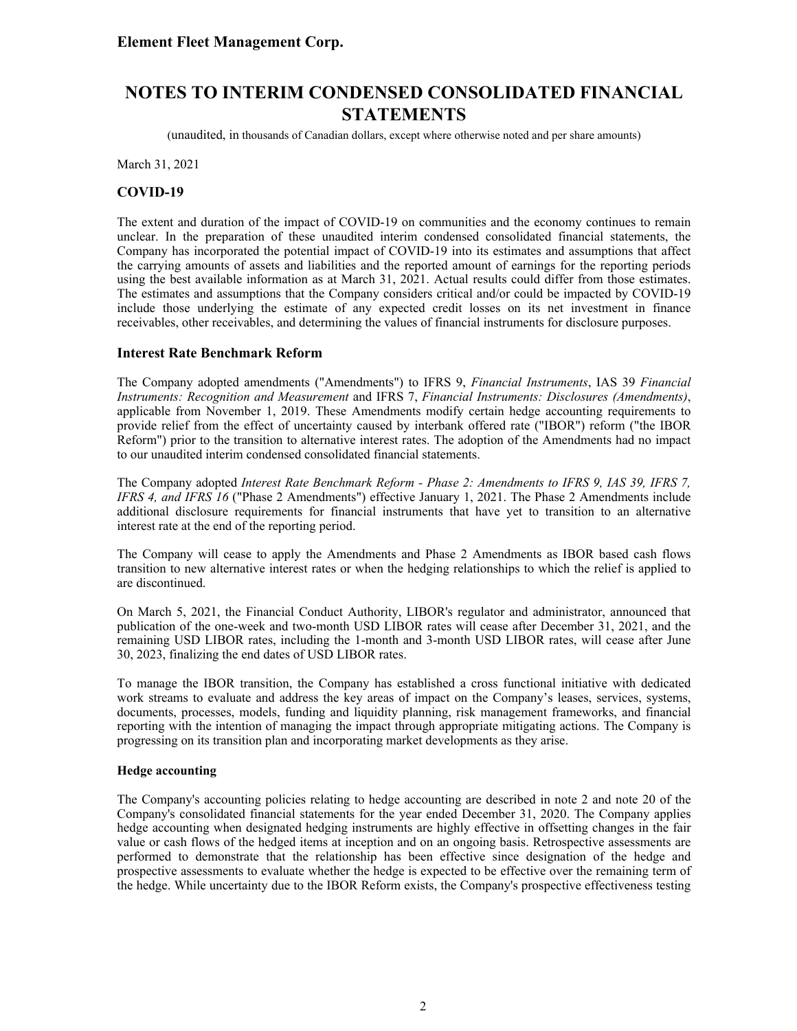# NOTES TO INTERIM CONDENSED CONSOLIDATED FINANCIAL STATEMENTS

(unaudited, in thousands of Canadian dollars, except where otherwise noted and per share amounts)

March 31, 2021

## COVID-19

The extent and duration of the impact of COVID-19 on communities and the economy continues to remain unclear. In the preparation of these unaudited interim condensed consolidated financial statements, the Company has incorporated the potential impact of COVID-19 into its estimates and assumptions that affect the carrying amounts of assets and liabilities and the reported amount of earnings for the reporting periods using the best available information as at March 31, 2021. Actual results could differ from those estimates. The estimates and assumptions that the Company considers critical and/or could be impacted by COVID-19 include those underlying the estimate of any expected credit losses on its net investment in finance receivables, other receivables, and determining the values of financial instruments for disclosure purposes.

## Interest Rate Benchmark Reform

The Company adopted amendments ("Amendments") to IFRS 9, *Financial Instruments*, IAS 39 *Financial Instruments: Recognition and Measurement* and IFRS 7, *Financial Instruments: Disclosures (Amendments)*, applicable from November 1, 2019. These Amendments modify certain hedge accounting requirements to provide relief from the effect of uncertainty caused by interbank offered rate ("IBOR") reform ("the IBOR Reform") prior to the transition to alternative interest rates. The adoption of the Amendments had no impact to our unaudited interim condensed consolidated financial statements.

The Company adopted *Interest Rate Benchmark Reform - Phase 2: Amendments to IFRS 9, IAS 39, IFRS 7, IFRS 4, and IFRS 16* ("Phase 2 Amendments") effective January 1, 2021. The Phase 2 Amendments include additional disclosure requirements for financial instruments that have yet to transition to an alternative interest rate at the end of the reporting period.

The Company will cease to apply the Amendments and Phase 2 Amendments as IBOR based cash flows transition to new alternative interest rates or when the hedging relationships to which the relief is applied to are discontinued.

On March 5, 2021, the Financial Conduct Authority, LIBOR's regulator and administrator, announced that publication of the one-week and two-month USD LIBOR rates will cease after December 31, 2021, and the remaining USD LIBOR rates, including the 1-month and 3-month USD LIBOR rates, will cease after June 30, 2023, finalizing the end dates of USD LIBOR rates.

To manage the IBOR transition, the Company has established a cross functional initiative with dedicated work streams to evaluate and address the key areas of impact on the Company's leases, services, systems, documents, processes, models, funding and liquidity planning, risk management frameworks, and financial reporting with the intention of managing the impact through appropriate mitigating actions. The Company is progressing on its transition plan and incorporating market developments as they arise.

### Hedge accounting

The Company's accounting policies relating to hedge accounting are described in note 2 and note 20 of the Company's consolidated financial statements for the year ended December 31, 2020. The Company applies hedge accounting when designated hedging instruments are highly effective in offsetting changes in the fair value or cash flows of the hedged items at inception and on an ongoing basis. Retrospective assessments are performed to demonstrate that the relationship has been effective since designation of the hedge and prospective assessments to evaluate whether the hedge is expected to be effective over the remaining term of the hedge. While uncertainty due to the IBOR Reform exists, the Company's prospective effectiveness testing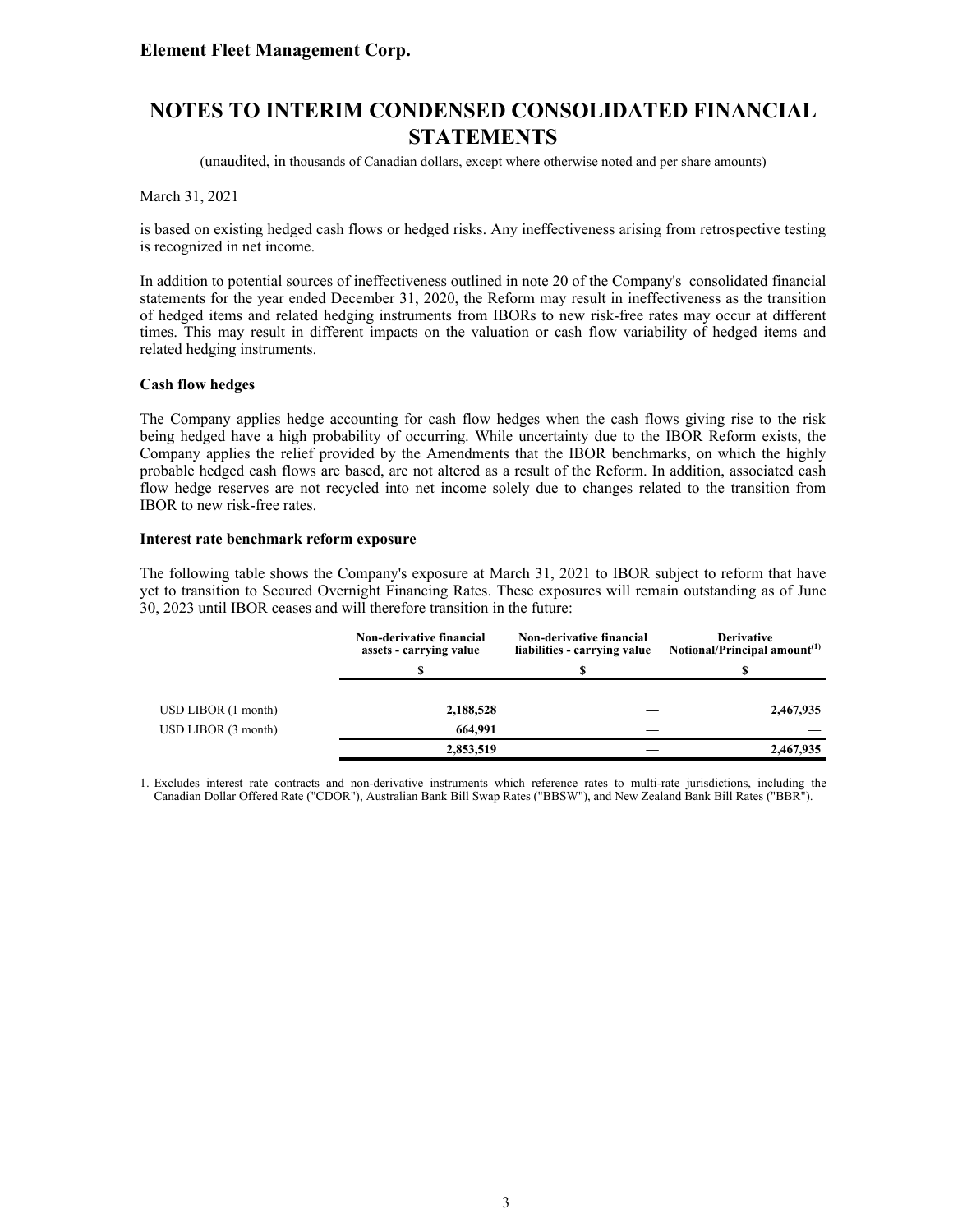March 31, 2021

is based on existing hedged cash flows or hedged risks. Any ineffectiveness arising from retrospective testing is recognized in net income.

In addition to potential sources of ineffectiveness outlined in note 20 of the Company's consolidated financial statements for the year ended December 31, 2020, the Reform may result in ineffectiveness as the transition of hedged items and related hedging instruments from IBORs to new risk-free rates may occur at different times. This may result in different impacts on the valuation or cash flow variability of hedged items and related hedging instruments.

**Cash flow hedges**

The Company applies hedge accounting for cash flow hedges when the cash flows giving rise to the risk being hedged have a high probability of occurring. While uncertainty due to the IBOR Reform exists, the Company applies the relief provided by the Amendments that the IBOR benchmarks, on which the highly probable hedged cash flows are based, are not altered as a result of the Reform. In addition, associated cash flow hedge reserves are not recycled into net income solely due to changes related to the transition from IBOR to new risk-free rates.

**Interest rate benchmark reform exposure**

The following table shows the Company's exposure at March 31, 2021 to IBOR subject to reform that have yet to transition to Secured Overnight Financing Rates. These exposures will remain outstanding as of June 30, 2023 until IBOR ceases and will therefore transition in the future:

| | Non-derivative financial assets - carrying value | Non-derivative financial liabilities - carrying value | Derivative Notional/Principal amount[(1)] |
|---|---|---|---|
| | $ | $ | $ |
| USD LIBOR (1 month) | **2,188,528** | **—** | **2,467,935** |
| USD LIBOR (3 month) | **664,991** | **—** | **—** |
| | **2,853,519** | **—** | **2,467,935** |

1. Excludes interest rate contracts and non-derivative instruments which reference rates to multi-rate jurisdictions, including the Canadian Dollar Offered Rate ("CDOR"), Australian Bank Bill Swap Rates ("BBSW"), and New Zealand Bank Bill Rates ("BBR").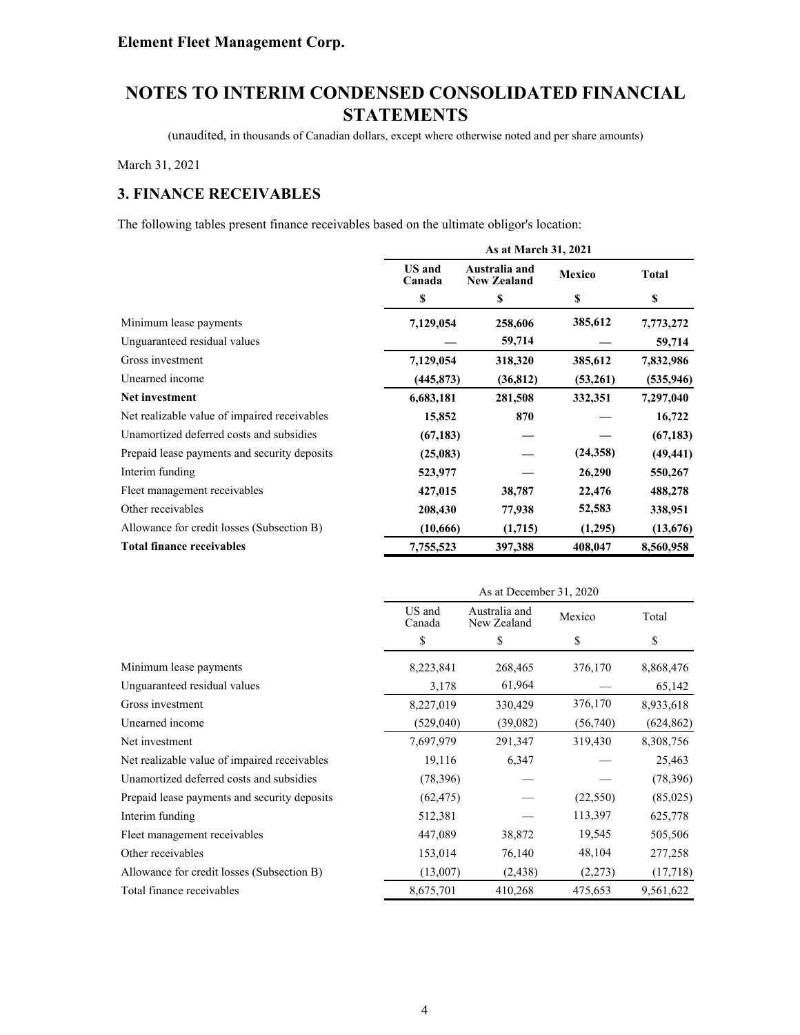**Element Fleet Management Corp.**

# NOTES TO INTERIM CONDENSED CONSOLIDATED FINANCIAL STATEMENTS

(unaudited, in thousands of Canadian dollars, except where otherwise noted and per share amounts)

March 31, 2021

## 3. FINANCE RECEIVABLES

The following tables present finance receivables based on the ultimate obligor's location:

| | As at March 31, 2021 | | | |
|---|---|---|---|---|
| | **US and Canada** | **Australia and New Zealand** | **Mexico** | **Total** |
| | **$** | **$** | **$** | **$** |
| Minimum lease payments | **7,129,054** | **258,606** | **385,612** | **7,773,272** |
| Unguaranteed residual values | **—** | **59,714** | **—** | **59,714** |
| Gross investment | **7,129,054** | **318,320** | **385,612** | **7,832,986** |
| Unearned income | **(445,873)** | **(36,812)** | **(53,261)** | **(535,946)** |
| **Net investment** | **6,683,181** | **281,508** | **332,351** | **7,297,040** |
| Net realizable value of impaired receivables | **15,852** | **870** | **—** | **16,722** |
| Unamortized deferred costs and subsidies | **(67,183)** | **—** | **—** | **(67,183)** |
| Prepaid lease payments and security deposits | **(25,083)** | **—** | **(24,358)** | **(49,441)** |
| Interim funding | **523,977** | **—** | **26,290** | **550,267** |
| Fleet management receivables | **427,015** | **38,787** | **22,476** | **488,278** |
| Other receivables | **208,430** | **77,938** | **52,583** | **338,951** |
| Allowance for credit losses (Subsection B) | **(10,666)** | **(1,715)** | **(1,295)** | **(13,676)** |
| **Total finance receivables** | **7,755,523** | **397,388** | **408,047** | **8,560,958** |

| | As at December 31, 2020 | | | |
|---|---|---|---|---|
| | US and Canada | Australia and New Zealand | Mexico | Total |
| | $ | $ | $ | $ |
| Minimum lease payments | 8,223,841 | 268,465 | 376,170 | 8,868,476 |
| Unguaranteed residual values | 3,178 | 61,964 | — | 65,142 |
| Gross investment | 8,227,019 | 330,429 | 376,170 | 8,933,618 |
| Unearned income | (529,040) | (39,082) | (56,740) | (624,862) |
| Net investment | 7,697,979 | 291,347 | 319,430 | 8,308,756 |
| Net realizable value of impaired receivables | 19,116 | 6,347 | — | 25,463 |
| Unamortized deferred costs and subsidies | (78,396) | — | — | (78,396) |
| Prepaid lease payments and security deposits | (62,475) | — | (22,550) | (85,025) |
| Interim funding | 512,381 | — | 113,397 | 625,778 |
| Fleet management receivables | 447,089 | 38,872 | 19,545 | 505,506 |
| Other receivables | 153,014 | 76,140 | 48,104 | 277,258 |
| Allowance for credit losses (Subsection B) | (13,007) | (2,438) | (2,273) | (17,718) |
| Total finance receivables | 8,675,701 | 410,268 | 475,653 | 9,561,622 |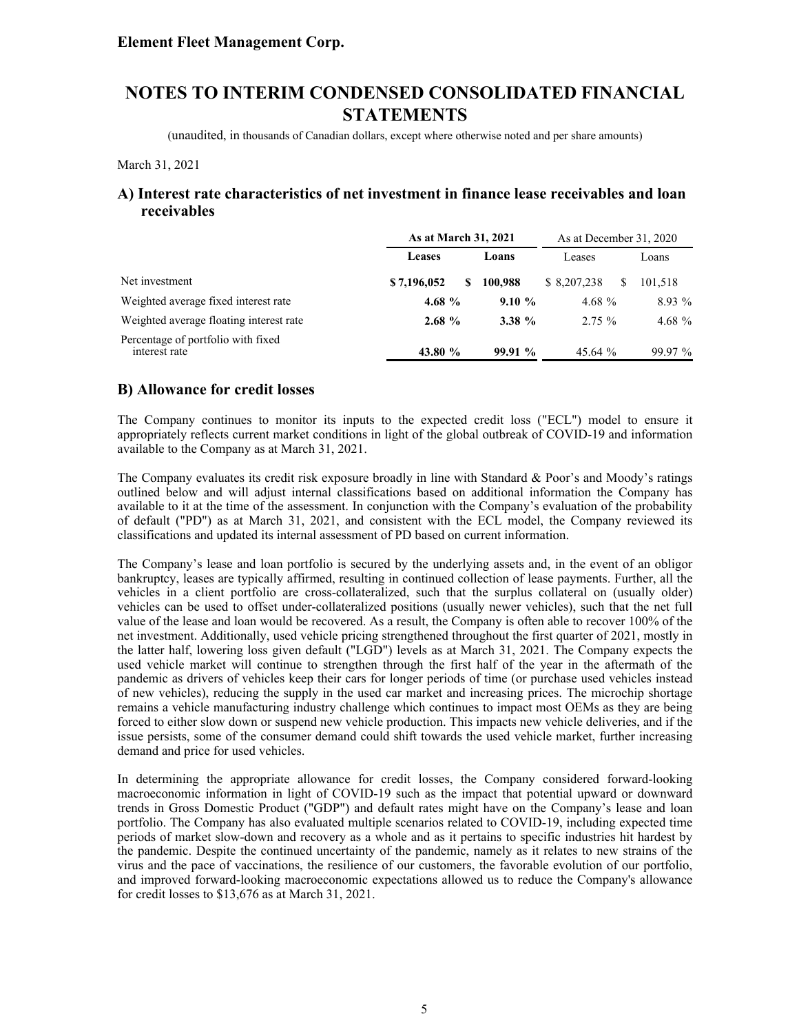March 31, 2021

## A) Interest rate characteristics of net investment in finance lease receivables and loan receivables

| | As at March 31, 2021 | | As at December 31, 2020 | |
|---|---|---|---|---|
| | **Leases** | **Loans** | Leases | Loans |
| Net investment | **$ 7,196,052** | **$ 100,988** | $ 8,207,238 | $ 101,518 |
| Weighted average fixed interest rate | **4.68 %** | **9.10 %** | 4.68 % | 8.93 % |
| Weighted average floating interest rate | **2.68 %** | **3.38 %** | 2.75 % | 4.68 % |
| Percentage of portfolio with fixed interest rate | **43.80 %** | **99.91 %** | 45.64 % | 99.97 % |

## B) Allowance for credit losses

The Company continues to monitor its inputs to the expected credit loss ("ECL") model to ensure it appropriately reflects current market conditions in light of the global outbreak of COVID-19 and information available to the Company as at March 31, 2021.

The Company evaluates its credit risk exposure broadly in line with Standard & Poor's and Moody's ratings outlined below and will adjust internal classifications based on additional information the Company has available to it at the time of the assessment. In conjunction with the Company's evaluation of the probability of default ("PD") as at March 31, 2021, and consistent with the ECL model, the Company reviewed its classifications and updated its internal assessment of PD based on current information.

The Company's lease and loan portfolio is secured by the underlying assets and, in the event of an obligor bankruptcy, leases are typically affirmed, resulting in continued collection of lease payments. Further, all the vehicles in a client portfolio are cross-collateralized, such that the surplus collateral on (usually older) vehicles can be used to offset under-collateralized positions (usually newer vehicles), such that the net full value of the lease and loan would be recovered. As a result, the Company is often able to recover 100% of the net investment. Additionally, used vehicle pricing strengthened throughout the first quarter of 2021, mostly in the latter half, lowering loss given default ("LGD") levels as at March 31, 2021. The Company expects the used vehicle market will continue to strengthen through the first half of the year in the aftermath of the pandemic as drivers of vehicles keep their cars for longer periods of time (or purchase used vehicles instead of new vehicles), reducing the supply in the used car market and increasing prices. The microchip shortage remains a vehicle manufacturing industry challenge which continues to impact most OEMs as they are being forced to either slow down or suspend new vehicle production. This impacts new vehicle deliveries, and if the issue persists, some of the consumer demand could shift towards the used vehicle market, further increasing demand and price for used vehicles.

In determining the appropriate allowance for credit losses, the Company considered forward-looking macroeconomic information in light of COVID-19 such as the impact that potential upward or downward trends in Gross Domestic Product ("GDP") and default rates might have on the Company's lease and loan portfolio. The Company has also evaluated multiple scenarios related to COVID-19, including expected time periods of market slow-down and recovery as a whole and as it pertains to specific industries hit hardest by the pandemic. Despite the continued uncertainty of the pandemic, namely as it relates to new strains of the virus and the pace of vaccinations, the resilience of our customers, the favorable evolution of our portfolio, and improved forward-looking macroeconomic expectations allowed us to reduce the Company's allowance for credit losses to $13,676 as at March 31, 2021.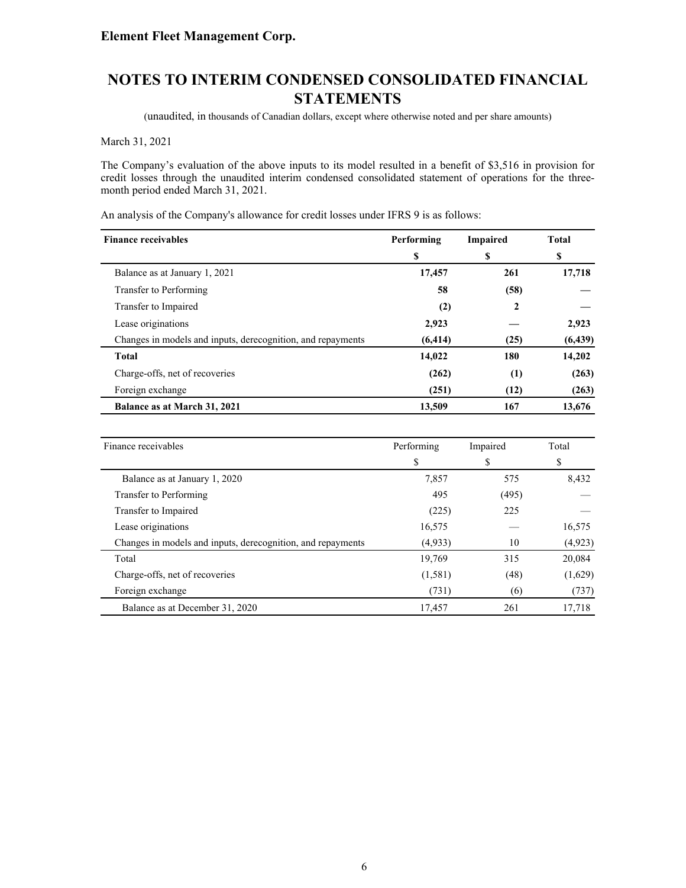# NOTES TO INTERIM CONDENSED CONSOLIDATED FINANCIAL STATEMENTS

(unaudited, in thousands of Canadian dollars, except where otherwise noted and per share amounts)

March 31, 2021

The Company's evaluation of the above inputs to its model resulted in a benefit of $3,516 in provision for credit losses through the unaudited interim condensed consolidated statement of operations for the three-month period ended March 31, 2021.

An analysis of the Company's allowance for credit losses under IFRS 9 is as follows:

| **Finance receivables** | **Performing** | **Impaired** | **Total** |
|---|---|---|---|
| | **$** | **$** | **$** |
| Balance as at January 1, 2021 | **17,457** | **261** | **17,718** |
| Transfer to Performing | **58** | **(58)** | **—** |
| Transfer to Impaired | **(2)** | **2** | **—** |
| Lease originations | **2,923** | **—** | **2,923** |
| Changes in models and inputs, derecognition, and repayments | **(6,414)** | **(25)** | **(6,439)** |
| **Total** | **14,022** | **180** | **14,202** |
| Charge-offs, net of recoveries | **(262)** | **(1)** | **(263)** |
| Foreign exchange | **(251)** | **(12)** | **(263)** |
| **Balance as at March 31, 2021** | **13,509** | **167** | **13,676** |

| Finance receivables | Performing | Impaired | Total |
|---|---|---|---|
| | $ | $ | $ |
| Balance as at January 1, 2020 | 7,857 | 575 | 8,432 |
| Transfer to Performing | 495 | (495) | — |
| Transfer to Impaired | (225) | 225 | — |
| Lease originations | 16,575 | — | 16,575 |
| Changes in models and inputs, derecognition, and repayments | (4,933) | 10 | (4,923) |
| Total | 19,769 | 315 | 20,084 |
| Charge-offs, net of recoveries | (1,581) | (48) | (1,629) |
| Foreign exchange | (731) | (6) | (737) |
| Balance as at December 31, 2020 | 17,457 | 261 | 17,718 |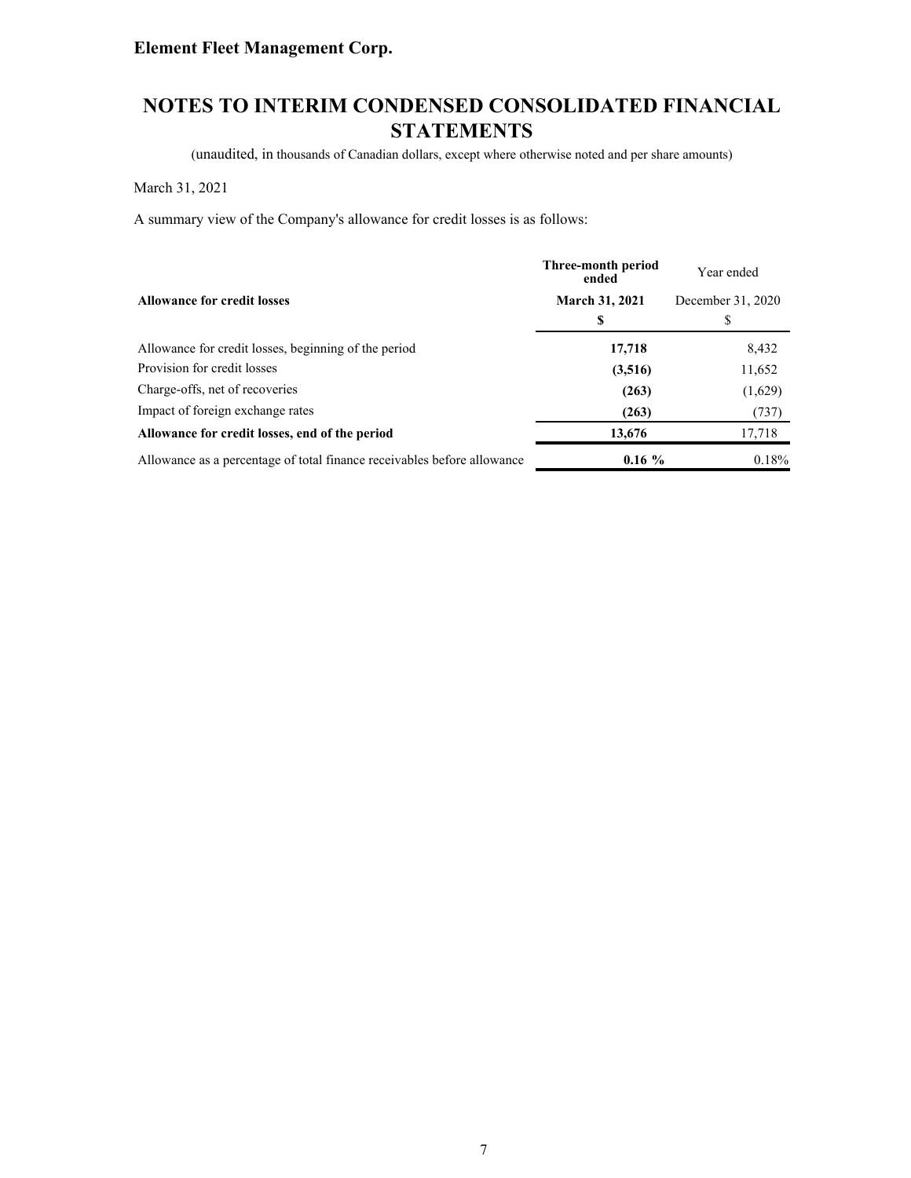**Element Fleet Management Corp.**

# NOTES TO INTERIM CONDENSED CONSOLIDATED FINANCIAL STATEMENTS

(unaudited, in thousands of Canadian dollars, except where otherwise noted and per share amounts)

March 31, 2021

A summary view of the Company's allowance for credit losses is as follows:

| | **Three-month period ended** | Year ended |
|---|---|---|
| **Allowance for credit losses** | **March 31, 2021** | December 31, 2020 |
| | **$** | $ |
| Allowance for credit losses, beginning of the period | **17,718** | 8,432 |
| Provision for credit losses | **(3,516)** | 11,652 |
| Charge-offs, net of recoveries | **(263)** | (1,629) |
| Impact of foreign exchange rates | **(263)** | (737) |
| **Allowance for credit losses, end of the period** | **13,676** | 17,718 |
| Allowance as a percentage of total finance receivables before allowance | **0.16 %** | 0.18% |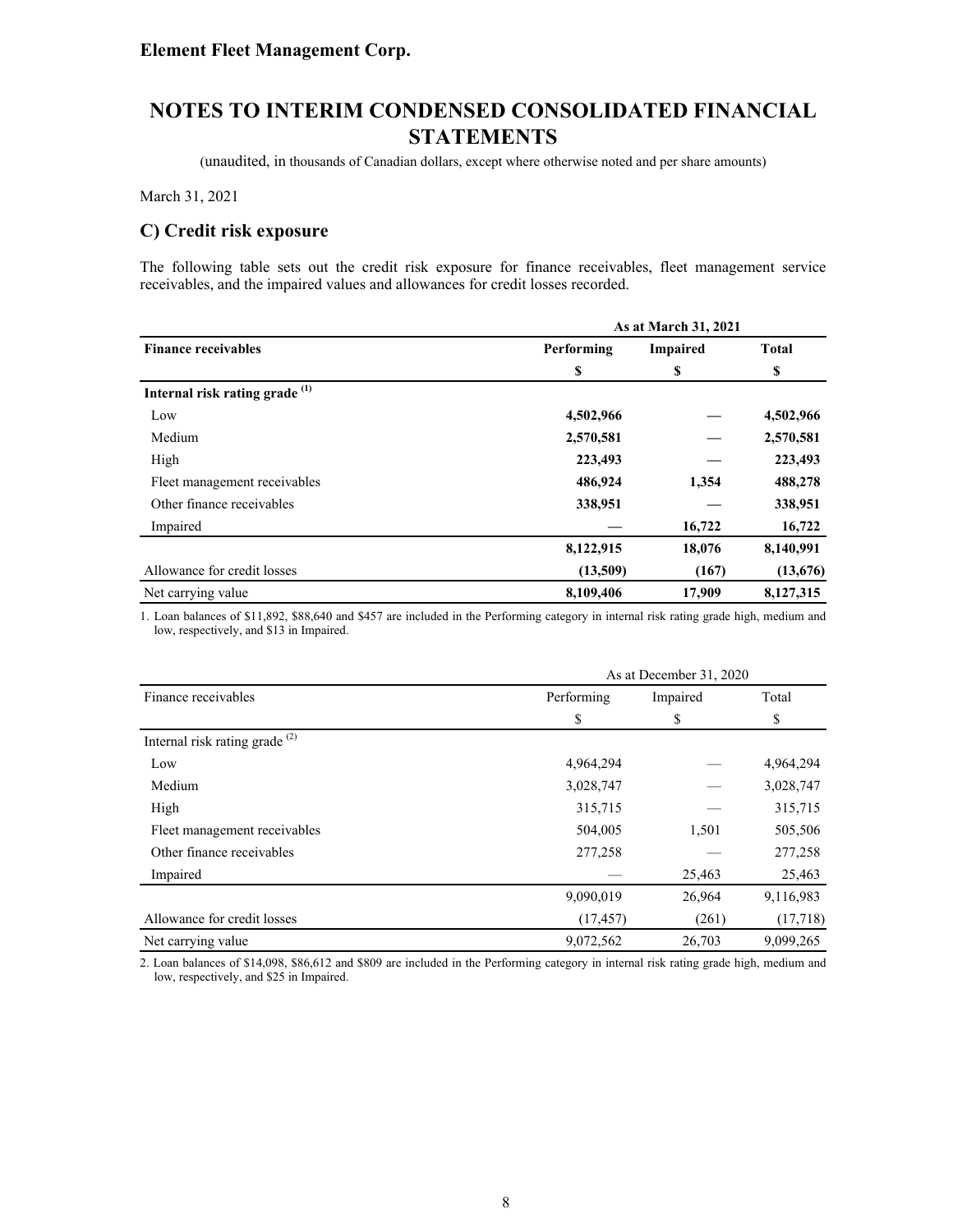**Element Fleet Management Corp.**

# NOTES TO INTERIM CONDENSED CONSOLIDATED FINANCIAL STATEMENTS

(unaudited, in thousands of Canadian dollars, except where otherwise noted and per share amounts)

March 31, 2021

## C) Credit risk exposure

The following table sets out the credit risk exposure for finance receivables, fleet management service receivables, and the impaired values and allowances for credit losses recorded.

| | As at March 31, 2021 | | |
|---|---|---|---|
| **Finance receivables** | **Performing** | **Impaired** | **Total** |
| | **$** | **$** | **$** |
| **Internal risk rating grade [(1)]** | | | |
| Low | **4,502,966** | **—** | **4,502,966** |
| Medium | **2,570,581** | **—** | **2,570,581** |
| High | **223,493** | **—** | **223,493** |
| Fleet management receivables | **486,924** | **1,354** | **488,278** |
| Other finance receivables | **338,951** | **—** | **338,951** |
| Impaired | **—** | **16,722** | **16,722** |
| | **8,122,915** | **18,076** | **8,140,991** |
| Allowance for credit losses | **(13,509)** | **(167)** | **(13,676)** |
| Net carrying value | **8,109,406** | **17,909** | **8,127,315** |

1. Loan balances of $11,892, $88,640 and $457 are included in the Performing category in internal risk rating grade high, medium and low, respectively, and $13 in Impaired.

| | As at December 31, 2020 | | |
|---|---|---|---|
| Finance receivables | Performing | Impaired | Total |
| | $ | $ | $ |
| Internal risk rating grade [(2)] | | | |
| Low | 4,964,294 | — | 4,964,294 |
| Medium | 3,028,747 | — | 3,028,747 |
| High | 315,715 | — | 315,715 |
| Fleet management receivables | 504,005 | 1,501 | 505,506 |
| Other finance receivables | 277,258 | — | 277,258 |
| Impaired | — | 25,463 | 25,463 |
| | 9,090,019 | 26,964 | 9,116,983 |
| Allowance for credit losses | (17,457) | (261) | (17,718) |
| Net carrying value | 9,072,562 | 26,703 | 9,099,265 |

2. Loan balances of $14,098, $86,612 and $809 are included in the Performing category in internal risk rating grade high, medium and low, respectively, and $25 in Impaired.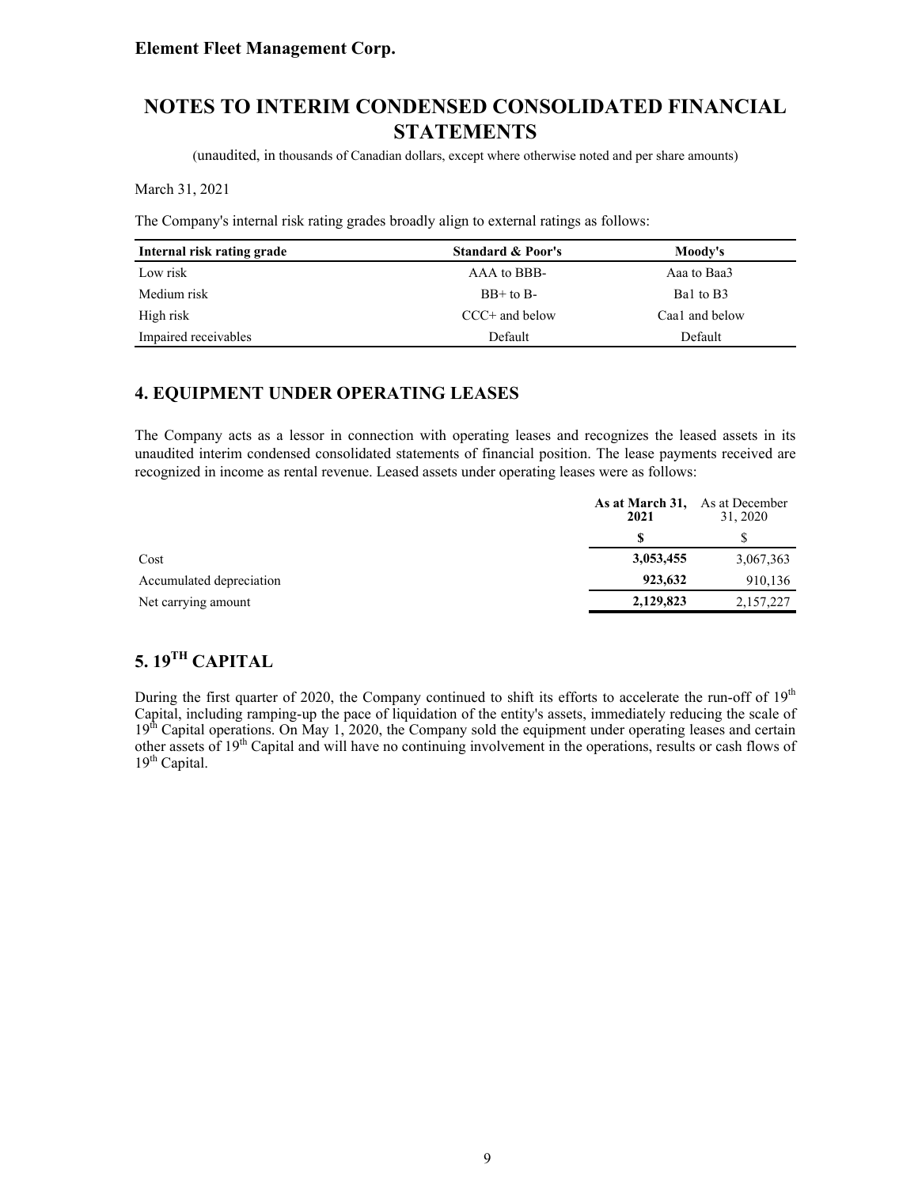**Element Fleet Management Corp.**

# NOTES TO INTERIM CONDENSED CONSOLIDATED FINANCIAL STATEMENTS

(unaudited, in thousands of Canadian dollars, except where otherwise noted and per share amounts)

March 31, 2021

The Company's internal risk rating grades broadly align to external ratings as follows:

| Internal risk rating grade | Standard & Poor's | Moody's |
|---|---|---|
| Low risk | AAA to BBB- | Aaa to Baa3 |
| Medium risk | BB+ to B- | Ba1 to B3 |
| High risk | CCC+ and below | Caa1 and below |
| Impaired receivables | Default | Default |

## 4. EQUIPMENT UNDER OPERATING LEASES

The Company acts as a lessor in connection with operating leases and recognizes the leased assets in its unaudited interim condensed consolidated statements of financial position. The lease payments received are recognized in income as rental revenue. Leased assets under operating leases were as follows:

| | **As at March 31, 2021** | As at December 31, 2020 |
|---|---|---|
| | **$** | $ |
| Cost | **3,053,455** | 3,067,363 |
| Accumulated depreciation | **923,632** | 910,136 |
| Net carrying amount | **2,129,823** | 2,157,227 |

## 5. 19TH CAPITAL

During the first quarter of 2020, the Company continued to shift its efforts to accelerate the run-off of 19th Capital, including ramping-up the pace of liquidation of the entity's assets, immediately reducing the scale of 19th Capital operations. On May 1, 2020, the Company sold the equipment under operating leases and certain other assets of 19th Capital and will have no continuing involvement in the operations, results or cash flows of 19th Capital.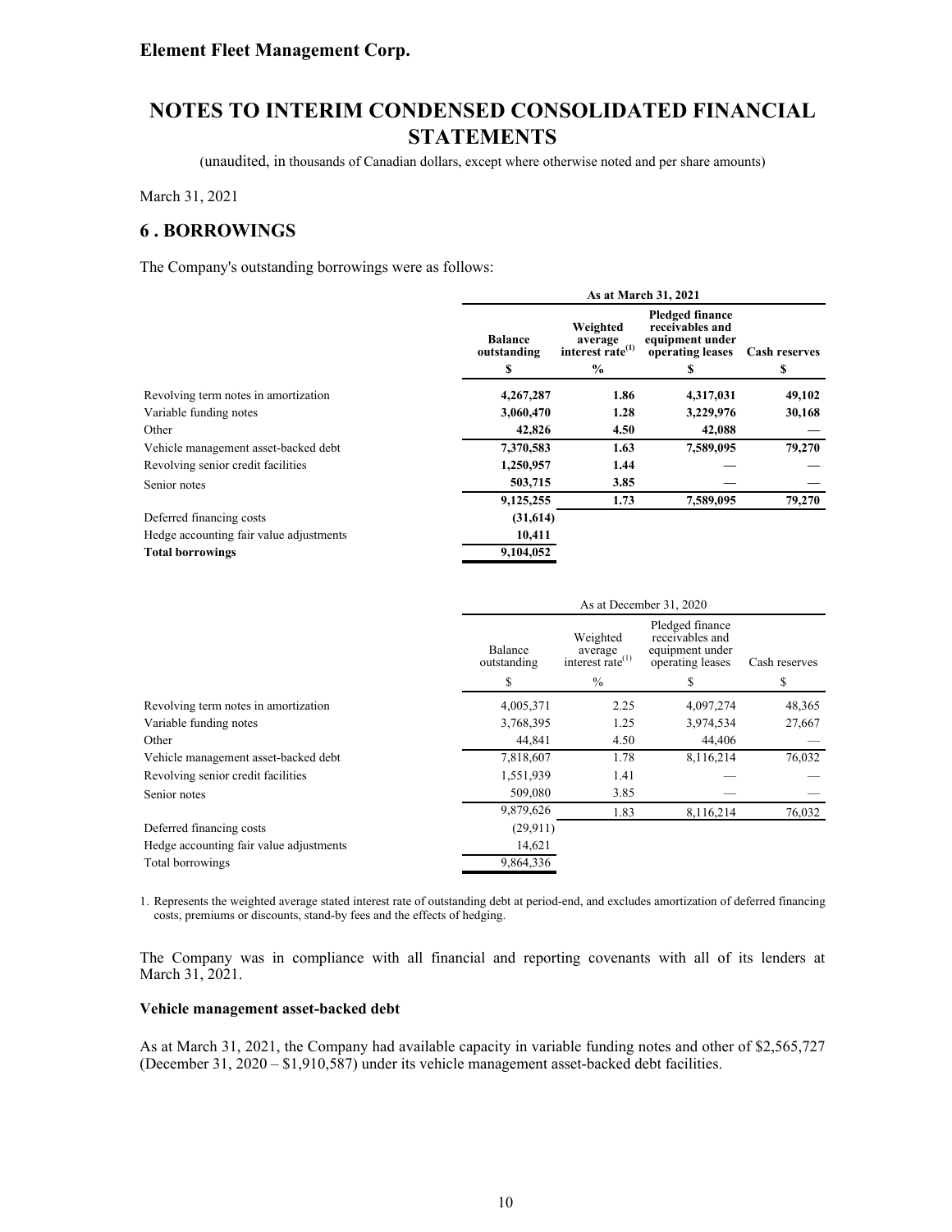# Element Fleet Management Corp.

# NOTES TO INTERIM CONDENSED CONSOLIDATED FINANCIAL STATEMENTS

(unaudited, in thousands of Canadian dollars, except where otherwise noted and per share amounts)

March 31, 2021

## 6 . BORROWINGS

The Company's outstanding borrowings were as follows:

| | As at March 31, 2021 | | | |
|---|---|---|---|---|
| | **Balance outstanding** | **Weighted average interest rate[(1)]** | **Pledged finance receivables and equipment under operating leases** | **Cash reserves** |
| | **$** | **%** | **$** | **$** |
| Revolving term notes in amortization | **4,267,287** | **1.86** | **4,317,031** | **49,102** |
| Variable funding notes | **3,060,470** | **1.28** | **3,229,976** | **30,168** |
| Other | **42,826** | **4.50** | **42,088** | **—** |
| Vehicle management asset-backed debt | **7,370,583** | **1.63** | **7,589,095** | **79,270** |
| Revolving senior credit facilities | **1,250,957** | **1.44** | **—** | **—** |
| Senior notes | **503,715** | **3.85** | **—** | **—** |
| | **9,125,255** | **1.73** | **7,589,095** | **79,270** |
| Deferred financing costs | **(31,614)** | | | |
| Hedge accounting fair value adjustments | **10,411** | | | |
| **Total borrowings** | **9,104,052** | | | |

| | As at December 31, 2020 | | | |
|---|---|---|---|---|
| | Balance outstanding | Weighted average interest rate[(1)] | Pledged finance receivables and equipment under operating leases | Cash reserves |
| | $ | % | $ | $ |
| Revolving term notes in amortization | 4,005,371 | 2.25 | 4,097,274 | 48,365 |
| Variable funding notes | 3,768,395 | 1.25 | 3,974,534 | 27,667 |
| Other | 44,841 | 4.50 | 44,406 | — |
| Vehicle management asset-backed debt | 7,818,607 | 1.78 | 8,116,214 | 76,032 |
| Revolving senior credit facilities | 1,551,939 | 1.41 | — | — |
| Senior notes | 509,080 | 3.85 | — | — |
| | 9,879,626 | 1.83 | 8,116,214 | 76,032 |
| Deferred financing costs | (29,911) | | | |
| Hedge accounting fair value adjustments | 14,621 | | | |
| Total borrowings | 9,864,336 | | | |

1. Represents the weighted average stated interest rate of outstanding debt at period-end, and excludes amortization of deferred financing costs, premiums or discounts, stand-by fees and the effects of hedging.

The Company was in compliance with all financial and reporting covenants with all of its lenders at March 31, 2021.

**Vehicle management asset-backed debt**

As at March 31, 2021, the Company had available capacity in variable funding notes and other of $2,565,727 (December 31, 2020 – $1,910,587) under its vehicle management asset-backed debt facilities.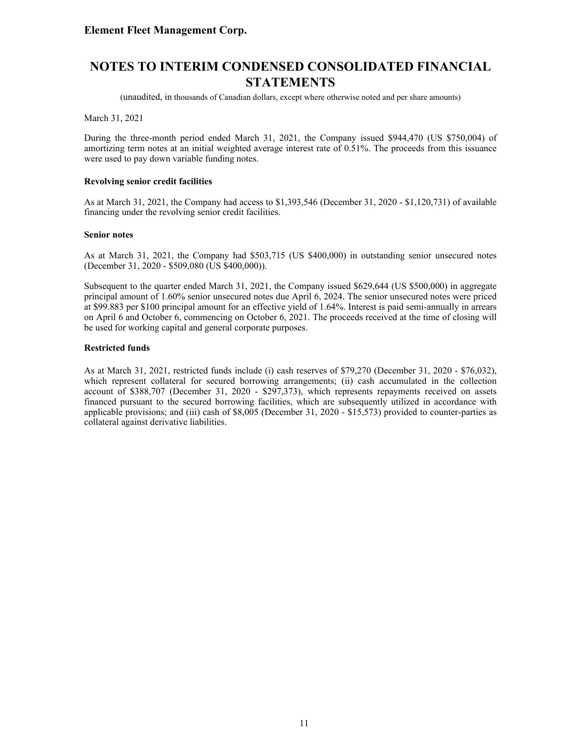March 31, 2021

During the three-month period ended March 31, 2021, the Company issued $944,470 (US $750,004) of amortizing term notes at an initial weighted average interest rate of 0.51%. The proceeds from this issuance were used to pay down variable funding notes.

**Revolving senior credit facilities**

As at March 31, 2021, the Company had access to $1,393,546 (December 31, 2020 - $1,120,731) of available financing under the revolving senior credit facilities.

**Senior notes**

As at March 31, 2021, the Company had $503,715 (US $400,000) in outstanding senior unsecured notes (December 31, 2020 - $509,080 (US $400,000)).

Subsequent to the quarter ended March 31, 2021, the Company issued $629,644 (US $500,000) in aggregate principal amount of 1.60% senior unsecured notes due April 6, 2024. The senior unsecured notes were priced at $99.883 per $100 principal amount for an effective yield of 1.64%. Interest is paid semi-annually in arrears on April 6 and October 6, commencing on October 6, 2021. The proceeds received at the time of closing will be used for working capital and general corporate purposes.

**Restricted funds**

As at March 31, 2021, restricted funds include (i) cash reserves of $79,270 (December 31, 2020 - $76,032), which represent collateral for secured borrowing arrangements; (ii) cash accumulated in the collection account of $388,707 (December 31, 2020 - $297,373), which represents repayments received on assets financed pursuant to the secured borrowing facilities, which are subsequently utilized in accordance with applicable provisions; and (iii) cash of $8,005 (December 31, 2020 - $15,573) provided to counter-parties as collateral against derivative liabilities.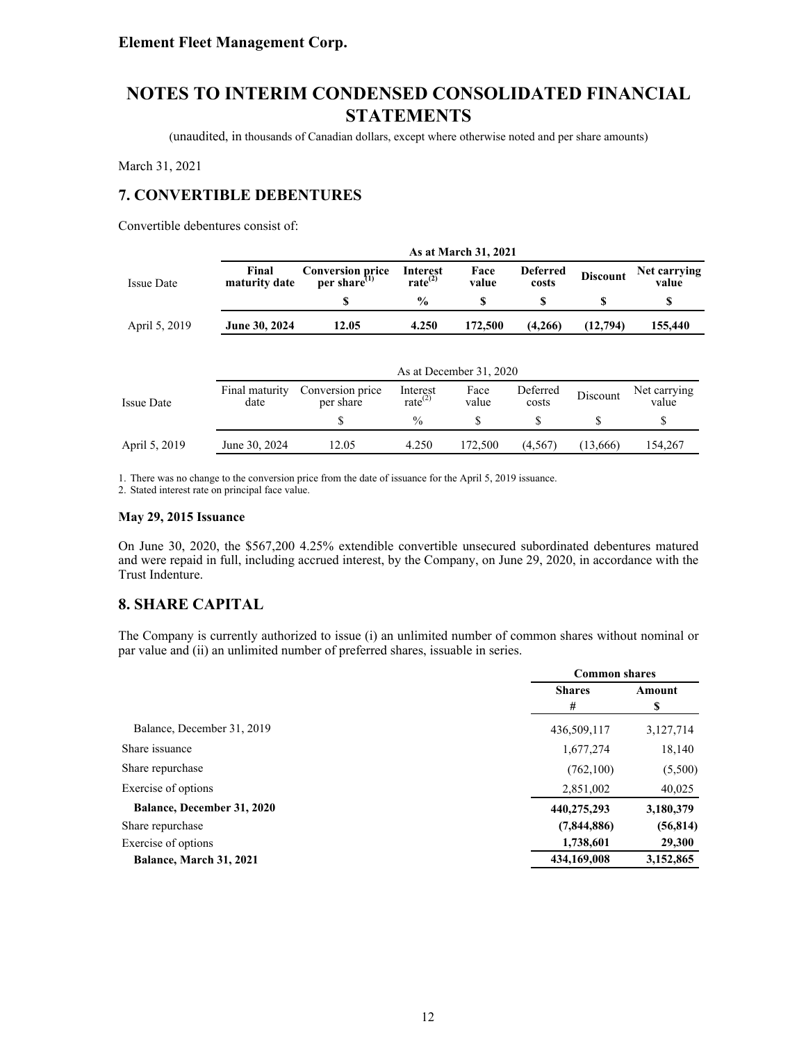# NOTES TO INTERIM CONDENSED CONSOLIDATED FINANCIAL STATEMENTS

(unaudited, in thousands of Canadian dollars, except where otherwise noted and per share amounts)

March 31, 2021

## 7. CONVERTIBLE DEBENTURES

Convertible debentures consist of:

| | As at March 31, 2021 | | | | | | |
|---|---|---|---|---|---|---|---|
| Issue Date | **Final maturity date** | **Conversion price per share[1]** | **Interest rate[2]** | **Face value** | **Deferred costs** | **Discount** | **Net carrying value** |
| | | **$** | **%** | **$** | **$** | **$** | **$** |
| April 5, 2019 | **June 30, 2024** | **12.05** | **4.250** | **172,500** | **(4,266)** | **(12,794)** | **155,440** |

| | As at December 31, 2020 | | | | | | |
|---|---|---|---|---|---|---|---|
| Issue Date | Final maturity date | Conversion price per share | Interest rate[2] | Face value | Deferred costs | Discount | Net carrying value |
| | | $ | % | $ | $ | $ | $ |
| April 5, 2019 | June 30, 2024 | 12.05 | 4.250 | 172,500 | (4,567) | (13,666) | 154,267 |

1. There was no change to the conversion price from the date of issuance for the April 5, 2019 issuance.
2. Stated interest rate on principal face value.

**May 29, 2015 Issuance**

On June 30, 2020, the $567,200 4.25% extendible convertible unsecured subordinated debentures matured and were repaid in full, including accrued interest, by the Company, on June 29, 2020, in accordance with the Trust Indenture.

## 8. SHARE CAPITAL

The Company is currently authorized to issue (i) an unlimited number of common shares without nominal or par value and (ii) an unlimited number of preferred shares, issuable in series.

| | Common shares | |
|---|---|---|
| | **Shares** | **Amount** |
| | **#** | **$** |
| Balance, December 31, 2019 | 436,509,117 | 3,127,714 |
| Share issuance | 1,677,274 | 18,140 |
| Share repurchase | (762,100) | (5,500) |
| Exercise of options | 2,851,002 | 40,025 |
| **Balance, December 31, 2020** | **440,275,293** | **3,180,379** |
| Share repurchase | **(7,844,886)** | **(56,814)** |
| Exercise of options | **1,738,601** | **29,300** |
| **Balance, March 31, 2021** | **434,169,008** | **3,152,865** |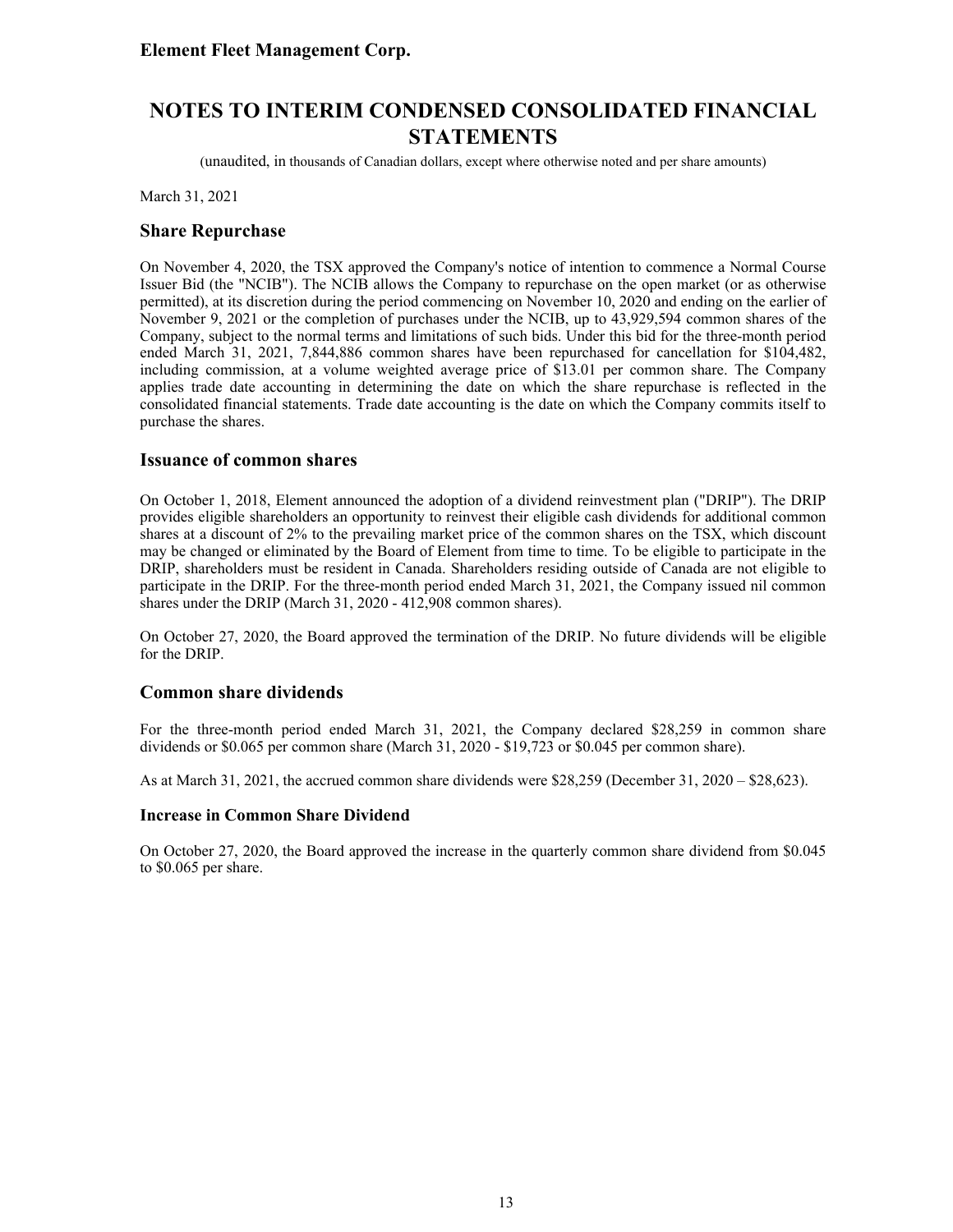**Element Fleet Management Corp.**

# NOTES TO INTERIM CONDENSED CONSOLIDATED FINANCIAL STATEMENTS

(unaudited, in thousands of Canadian dollars, except where otherwise noted and per share amounts)

March 31, 2021

## Share Repurchase

On November 4, 2020, the TSX approved the Company's notice of intention to commence a Normal Course Issuer Bid (the "NCIB"). The NCIB allows the Company to repurchase on the open market (or as otherwise permitted), at its discretion during the period commencing on November 10, 2020 and ending on the earlier of November 9, 2021 or the completion of purchases under the NCIB, up to 43,929,594 common shares of the Company, subject to the normal terms and limitations of such bids. Under this bid for the three-month period ended March 31, 2021, 7,844,886 common shares have been repurchased for cancellation for $104,482, including commission, at a volume weighted average price of $13.01 per common share. The Company applies trade date accounting in determining the date on which the share repurchase is reflected in the consolidated financial statements. Trade date accounting is the date on which the Company commits itself to purchase the shares.

## Issuance of common shares

On October 1, 2018, Element announced the adoption of a dividend reinvestment plan ("DRIP"). The DRIP provides eligible shareholders an opportunity to reinvest their eligible cash dividends for additional common shares at a discount of 2% to the prevailing market price of the common shares on the TSX, which discount may be changed or eliminated by the Board of Element from time to time. To be eligible to participate in the DRIP, shareholders must be resident in Canada. Shareholders residing outside of Canada are not eligible to participate in the DRIP. For the three-month period ended March 31, 2021, the Company issued nil common shares under the DRIP (March 31, 2020 - 412,908 common shares).

On October 27, 2020, the Board approved the termination of the DRIP. No future dividends will be eligible for the DRIP.

## Common share dividends

For the three-month period ended March 31, 2021, the Company declared $28,259 in common share dividends or $0.065 per common share (March 31, 2020 - $19,723 or $0.045 per common share).

As at March 31, 2021, the accrued common share dividends were $28,259 (December 31, 2020 – $28,623).

### Increase in Common Share Dividend

On October 27, 2020, the Board approved the increase in the quarterly common share dividend from $0.045 to $0.065 per share.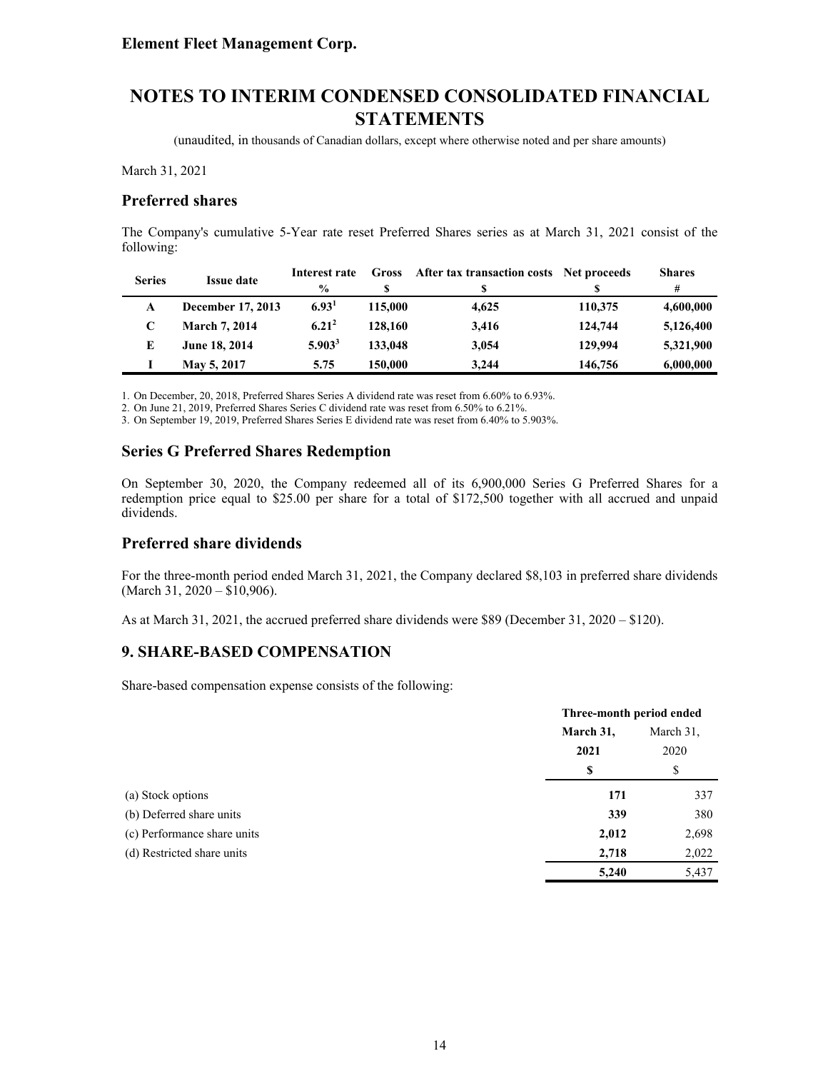**Element Fleet Management Corp.**

# NOTES TO INTERIM CONDENSED CONSOLIDATED FINANCIAL STATEMENTS

(unaudited, in thousands of Canadian dollars, except where otherwise noted and per share amounts)

March 31, 2021

## Preferred shares

The Company's cumulative 5-Year rate reset Preferred Shares series as at March 31, 2021 consist of the following:

| Series | Issue date | Interest rate % | Gross $ | After tax transaction costs $ | Net proceeds $ | Shares # |
|---|---|---|---|---|---|---|
| **A** | **December 17, 2013** | **6.93**[1] | **115,000** | **4,625** | **110,375** | **4,600,000** |
| **C** | **March 7, 2014** | **6.21**[2] | **128,160** | **3,416** | **124,744** | **5,126,400** |
| **E** | **June 18, 2014** | **5.903**[3] | **133,048** | **3,054** | **129,994** | **5,321,900** |
| **I** | **May 5, 2017** | **5.75** | **150,000** | **3,244** | **146,756** | **6,000,000** |

1. On December, 20, 2018, Preferred Shares Series A dividend rate was reset from 6.60% to 6.93%.
2. On June 21, 2019, Preferred Shares Series C dividend rate was reset from 6.50% to 6.21%.
3. On September 19, 2019, Preferred Shares Series E dividend rate was reset from 6.40% to 5.903%.

## Series G Preferred Shares Redemption

On September 30, 2020, the Company redeemed all of its 6,900,000 Series G Preferred Shares for a redemption price equal to $25.00 per share for a total of $172,500 together with all accrued and unpaid dividends.

## Preferred share dividends

For the three-month period ended March 31, 2021, the Company declared $8,103 in preferred share dividends (March 31, 2020 – $10,906).

As at March 31, 2021, the accrued preferred share dividends were $89 (December 31, 2020 – $120).

## 9. SHARE-BASED COMPENSATION

Share-based compensation expense consists of the following:

| | Three-month period ended | |
|---|---|---|
| | **March 31, 2021** | March 31, 2020 |
| | **$** | $ |
| (a) Stock options | **171** | 337 |
| (b) Deferred share units | **339** | 380 |
| (c) Performance share units | **2,012** | 2,698 |
| (d) Restricted share units | **2,718** | 2,022 |
| | **5,240** | 5,437 |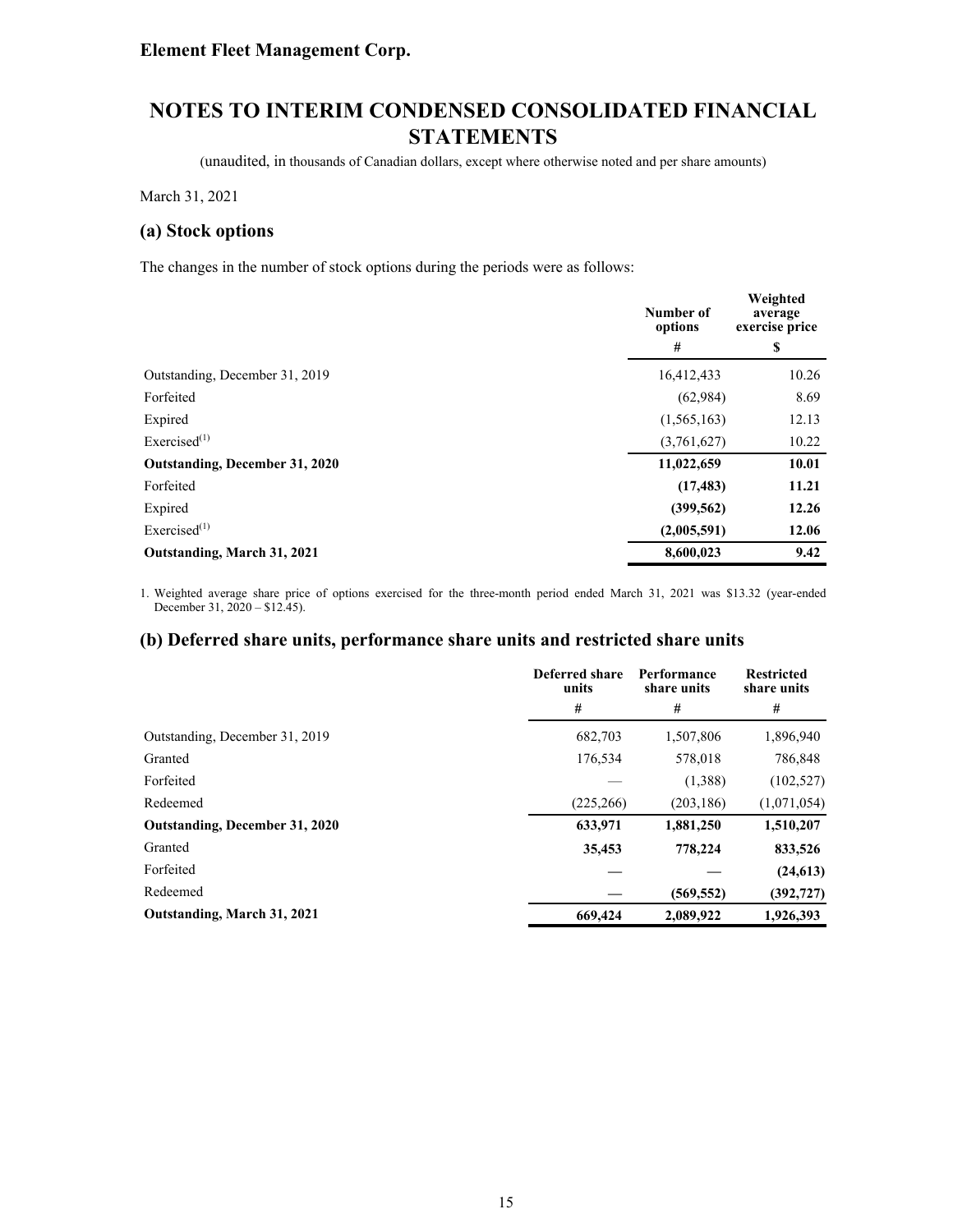**Element Fleet Management Corp.**

# NOTES TO INTERIM CONDENSED CONSOLIDATED FINANCIAL STATEMENTS

(unaudited, in thousands of Canadian dollars, except where otherwise noted and per share amounts)

March 31, 2021

## (a) Stock options

The changes in the number of stock options during the periods were as follows:

| | Number of options | Weighted average exercise price |
|---|---|---|
| | # | $ |
| Outstanding, December 31, 2019 | 16,412,433 | 10.26 |
| Forfeited | (62,984) | 8.69 |
| Expired | (1,565,163) | 12.13 |
| Exercised[1] | (3,761,627) | 10.22 |
| **Outstanding, December 31, 2020** | **11,022,659** | **10.01** |
| Forfeited | **(17,483)** | **11.21** |
| Expired | **(399,562)** | **12.26** |
| Exercised[1] | **(2,005,591)** | **12.06** |
| **Outstanding, March 31, 2021** | **8,600,023** | **9.42** |

1. Weighted average share price of options exercised for the three-month period ended March 31, 2021 was $13.32 (year-ended December 31, 2020 – $12.45).

## (b) Deferred share units, performance share units and restricted share units

| | Deferred share units | Performance share units | Restricted share units |
|---|---|---|---|
| | # | # | # |
| Outstanding, December 31, 2019 | 682,703 | 1,507,806 | 1,896,940 |
| Granted | 176,534 | 578,018 | 786,848 |
| Forfeited | — | (1,388) | (102,527) |
| Redeemed | (225,266) | (203,186) | (1,071,054) |
| **Outstanding, December 31, 2020** | **633,971** | **1,881,250** | **1,510,207** |
| Granted | **35,453** | **778,224** | **833,526** |
| Forfeited | **—** | **—** | **(24,613)** |
| Redeemed | **—** | **(569,552)** | **(392,727)** |
| **Outstanding, March 31, 2021** | **669,424** | **2,089,922** | **1,926,393** |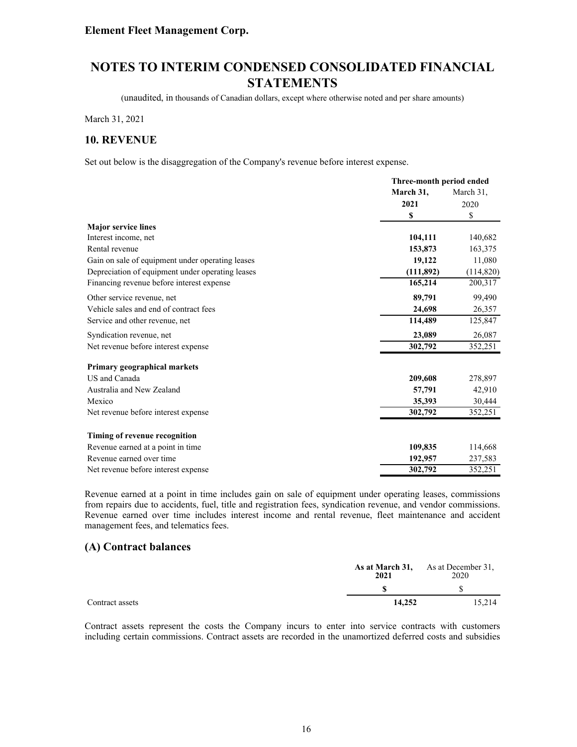# NOTES TO INTERIM CONDENSED CONSOLIDATED FINANCIAL STATEMENTS

(unaudited, in thousands of Canadian dollars, except where otherwise noted and per share amounts)

March 31, 2021

## 10. REVENUE

Set out below is the disaggregation of the Company's revenue before interest expense.

| | Three-month period ended | |
|---|---|---|
| | **March 31, 2021** | March 31, 2020 |
| | **$** | $ |
| **Major service lines** | | |
| Interest income, net | **104,111** | 140,682 |
| Rental revenue | **153,873** | 163,375 |
| Gain on sale of equipment under operating leases | **19,122** | 11,080 |
| Depreciation of equipment under operating leases | **(111,892)** | (114,820) |
| Financing revenue before interest expense | **165,214** | 200,317 |
| Other service revenue, net | **89,791** | 99,490 |
| Vehicle sales and end of contract fees | **24,698** | 26,357 |
| Service and other revenue, net | **114,489** | 125,847 |
| Syndication revenue, net | **23,089** | 26,087 |
| Net revenue before interest expense | **302,792** | 352,251 |
| **Primary geographical markets** | | |
| US and Canada | **209,608** | 278,897 |
| Australia and New Zealand | **57,791** | 42,910 |
| Mexico | **35,393** | 30,444 |
| Net revenue before interest expense | **302,792** | 352,251 |
| **Timing of revenue recognition** | | |
| Revenue earned at a point in time | **109,835** | 114,668 |
| Revenue earned over time | **192,957** | 237,583 |
| Net revenue before interest expense | **302,792** | 352,251 |

Revenue earned at a point in time includes gain on sale of equipment under operating leases, commissions from repairs due to accidents, fuel, title and registration fees, syndication revenue, and vendor commissions. Revenue earned over time includes interest income and rental revenue, fleet maintenance and accident management fees, and telematics fees.

## (A) Contract balances

| | **As at March 31, 2021** | As at December 31, 2020 |
|---|---|---|
| | **$** | $ |
| Contract assets | **14,252** | 15,214 |

Contract assets represent the costs the Company incurs to enter into service contracts with customers including certain commissions. Contract assets are recorded in the unamortized deferred costs and subsidies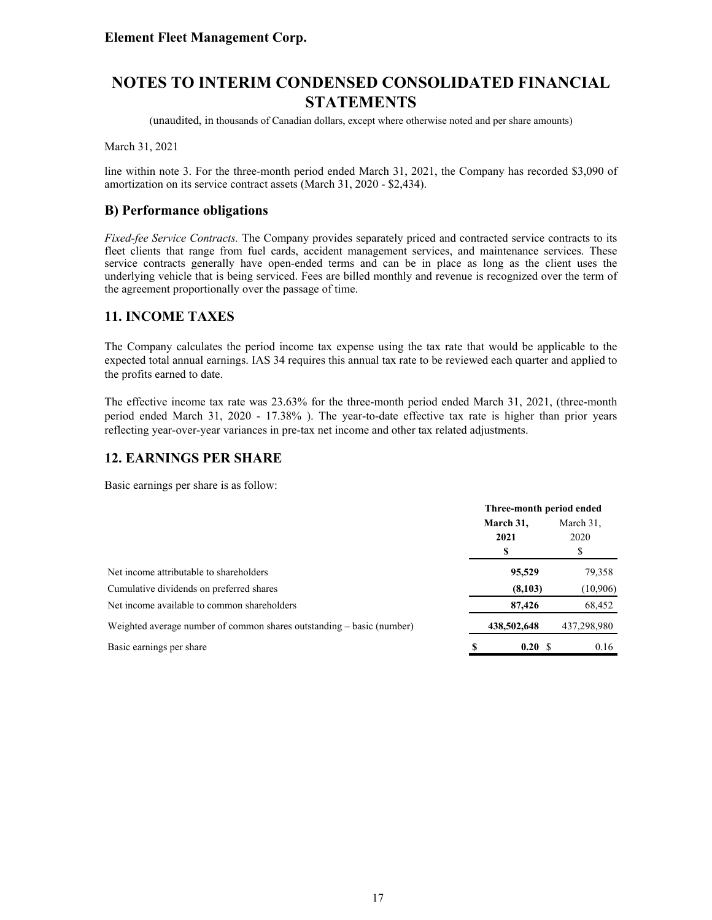line within note 3. For the three-month period ended March 31, 2021, the Company has recorded $3,090 of amortization on its service contract assets (March 31, 2020 - $2,434).

## B) Performance obligations

*Fixed-fee Service Contracts.* The Company provides separately priced and contracted service contracts to its fleet clients that range from fuel cards, accident management services, and maintenance services. These service contracts generally have open-ended terms and can be in place as long as the client uses the underlying vehicle that is being serviced. Fees are billed monthly and revenue is recognized over the term of the agreement proportionally over the passage of time.

## 11. INCOME TAXES

The Company calculates the period income tax expense using the tax rate that would be applicable to the expected total annual earnings. IAS 34 requires this annual tax rate to be reviewed each quarter and applied to the profits earned to date.

The effective income tax rate was 23.63% for the three-month period ended March 31, 2021, (three-month period ended March 31, 2020 - 17.38% ). The year-to-date effective tax rate is higher than prior years reflecting year-over-year variances in pre-tax net income and other tax related adjustments.

## 12. EARNINGS PER SHARE

Basic earnings per share is as follow:

| | Three-month period ended | |
|---|---|---|
| | **March 31, 2021** | March 31, 2020 |
| | **$** | $ |
| Net income attributable to shareholders | **95,529** | 79,358 |
| Cumulative dividends on preferred shares | **(8,103)** | (10,906) |
| Net income available to common shareholders | **87,426** | 68,452 |
| Weighted average number of common shares outstanding – basic (number) | **438,502,648** | 437,298,980 |
| Basic earnings per share | **$ 0.20** | $ 0.16 |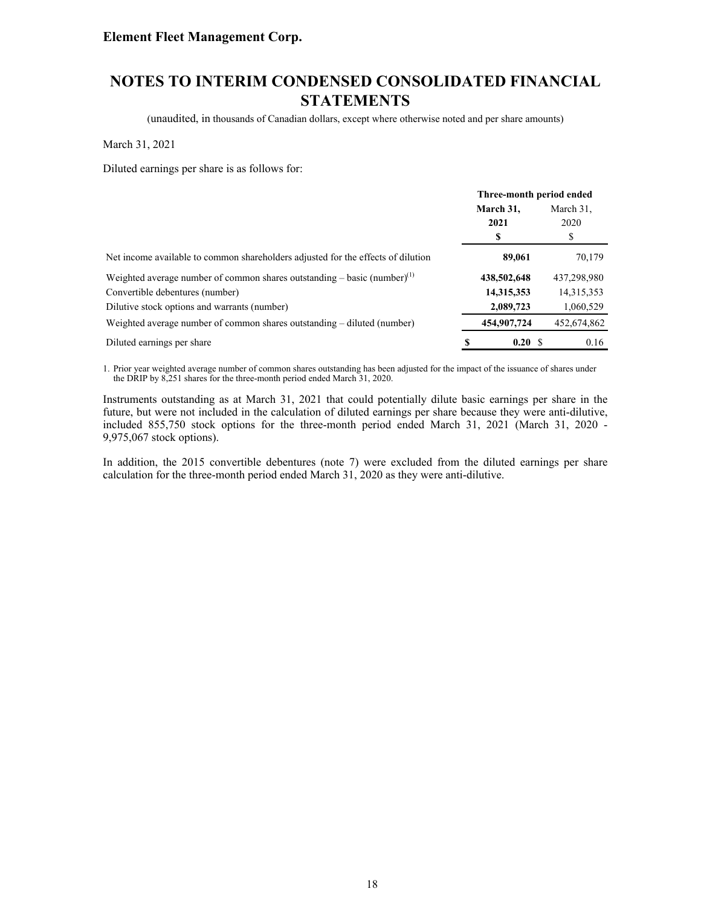**Element Fleet Management Corp.**

# NOTES TO INTERIM CONDENSED CONSOLIDATED FINANCIAL STATEMENTS

(unaudited, in thousands of Canadian dollars, except where otherwise noted and per share amounts)

March 31, 2021

Diluted earnings per share is as follows for:

| | Three-month period ended | |
|---|---|---|
| | **March 31, 2021** | March 31, 2020 |
| | **$** | $ |
| Net income available to common shareholders adjusted for the effects of dilution | **89,061** | 70,179 |
| Weighted average number of common shares outstanding – basic (number)[1] | **438,502,648** | 437,298,980 |
| Convertible debentures (number) | **14,315,353** | 14,315,353 |
| Dilutive stock options and warrants (number) | **2,089,723** | 1,060,529 |
| Weighted average number of common shares outstanding – diluted (number) | **454,907,724** | 452,674,862 |
| Diluted earnings per share | **$ 0.20** | $ 0.16 |

1. Prior year weighted average number of common shares outstanding has been adjusted for the impact of the issuance of shares under the DRIP by 8,251 shares for the three-month period ended March 31, 2020.

Instruments outstanding as at March 31, 2021 that could potentially dilute basic earnings per share in the future, but were not included in the calculation of diluted earnings per share because they were anti-dilutive, included 855,750 stock options for the three-month period ended March 31, 2021 (March 31, 2020 - 9,975,067 stock options).

In addition, the 2015 convertible debentures (note 7) were excluded from the diluted earnings per share calculation for the three-month period ended March 31, 2020 as they were anti-dilutive.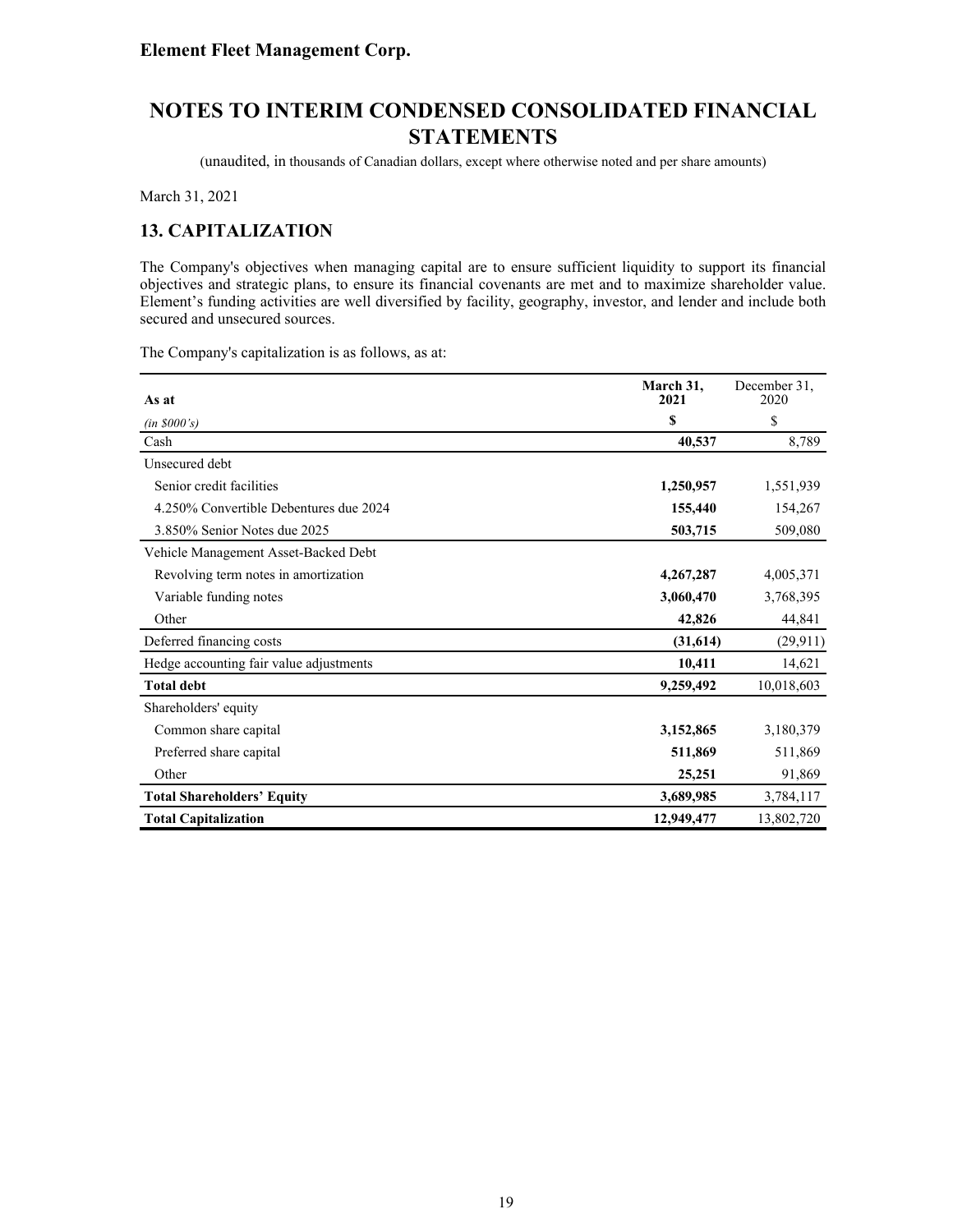**Element Fleet Management Corp.**

# NOTES TO INTERIM CONDENSED CONSOLIDATED FINANCIAL STATEMENTS

(unaudited, in thousands of Canadian dollars, except where otherwise noted and per share amounts)

March 31, 2021

## 13. CAPITALIZATION

The Company's objectives when managing capital are to ensure sufficient liquidity to support its financial objectives and strategic plans, to ensure its financial covenants are met and to maximize shareholder value. Element's funding activities are well diversified by facility, geography, investor, and lender and include both secured and unsecured sources.

The Company's capitalization is as follows, as at:

| As at | March 31, 2021 | December 31, 2020 |
|---|---|---|
| *(in $000's)* | **$** | $ |
| Cash | **40,537** | 8,789 |
| Unsecured debt | | |
| Senior credit facilities | **1,250,957** | 1,551,939 |
| 4.250% Convertible Debentures due 2024 | **155,440** | 154,267 |
| 3.850% Senior Notes due 2025 | **503,715** | 509,080 |
| Vehicle Management Asset-Backed Debt | | |
| Revolving term notes in amortization | **4,267,287** | 4,005,371 |
| Variable funding notes | **3,060,470** | 3,768,395 |
| Other | **42,826** | 44,841 |
| Deferred financing costs | **(31,614)** | (29,911) |
| Hedge accounting fair value adjustments | **10,411** | 14,621 |
| **Total debt** | **9,259,492** | 10,018,603 |
| Shareholders' equity | | |
| Common share capital | **3,152,865** | 3,180,379 |
| Preferred share capital | **511,869** | 511,869 |
| Other | **25,251** | 91,869 |
| **Total Shareholders' Equity** | **3,689,985** | 3,784,117 |
| **Total Capitalization** | **12,949,477** | 13,802,720 |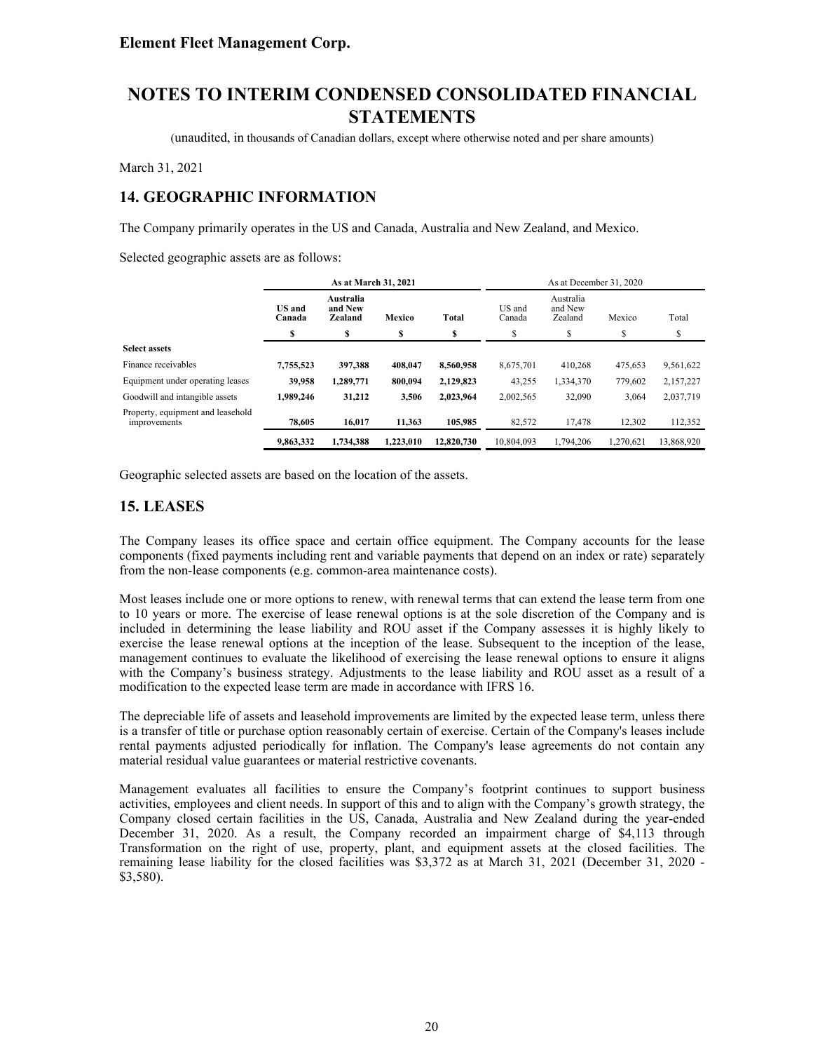**Element Fleet Management Corp.**

# NOTES TO INTERIM CONDENSED CONSOLIDATED FINANCIAL STATEMENTS

(unaudited, in thousands of Canadian dollars, except where otherwise noted and per share amounts)

March 31, 2021

## 14. GEOGRAPHIC INFORMATION

The Company primarily operates in the US and Canada, Australia and New Zealand, and Mexico.

Selected geographic assets are as follows:

| | As at March 31, 2021 | | | | As at December 31, 2020 | | | |
|---|---|---|---|---|---|---|---|---|
| | **US and Canada** | **Australia and New Zealand** | **Mexico** | **Total** | US and Canada | Australia and New Zealand | Mexico | Total |
| | **$** | **$** | **$** | **$** | $ | $ | $ | $ |
| **Select assets** | | | | | | | | |
| Finance receivables | **7,755,523** | **397,388** | **408,047** | **8,560,958** | 8,675,701 | 410,268 | 475,653 | 9,561,622 |
| Equipment under operating leases | **39,958** | **1,289,771** | **800,094** | **2,129,823** | 43,255 | 1,334,370 | 779,602 | 2,157,227 |
| Goodwill and intangible assets | **1,989,246** | **31,212** | **3,506** | **2,023,964** | 2,002,565 | 32,090 | 3,064 | 2,037,719 |
| Property, equipment and leasehold improvements | **78,605** | **16,017** | **11,363** | **105,985** | 82,572 | 17,478 | 12,302 | 112,352 |
| | **9,863,332** | **1,734,388** | **1,223,010** | **12,820,730** | 10,804,093 | 1,794,206 | 1,270,621 | 13,868,920 |

Geographic selected assets are based on the location of the assets.

## 15. LEASES

The Company leases its office space and certain office equipment. The Company accounts for the lease components (fixed payments including rent and variable payments that depend on an index or rate) separately from the non-lease components (e.g. common-area maintenance costs).

Most leases include one or more options to renew, with renewal terms that can extend the lease term from one to 10 years or more. The exercise of lease renewal options is at the sole discretion of the Company and is included in determining the lease liability and ROU asset if the Company assesses it is highly likely to exercise the lease renewal options at the inception of the lease. Subsequent to the inception of the lease, management continues to evaluate the likelihood of exercising the lease renewal options to ensure it aligns with the Company's business strategy. Adjustments to the lease liability and ROU asset as a result of a modification to the expected lease term are made in accordance with IFRS 16.

The depreciable life of assets and leasehold improvements are limited by the expected lease term, unless there is a transfer of title or purchase option reasonably certain of exercise. Certain of the Company's leases include rental payments adjusted periodically for inflation. The Company's lease agreements do not contain any material residual value guarantees or material restrictive covenants.

Management evaluates all facilities to ensure the Company's footprint continues to support business activities, employees and client needs. In support of this and to align with the Company's growth strategy, the Company closed certain facilities in the US, Canada, Australia and New Zealand during the year-ended December 31, 2020. As a result, the Company recorded an impairment charge of $4,113 through Transformation on the right of use, property, plant, and equipment assets at the closed facilities. The remaining lease liability for the closed facilities was $3,372 as at March 31, 2021 (December 31, 2020 - $3,580).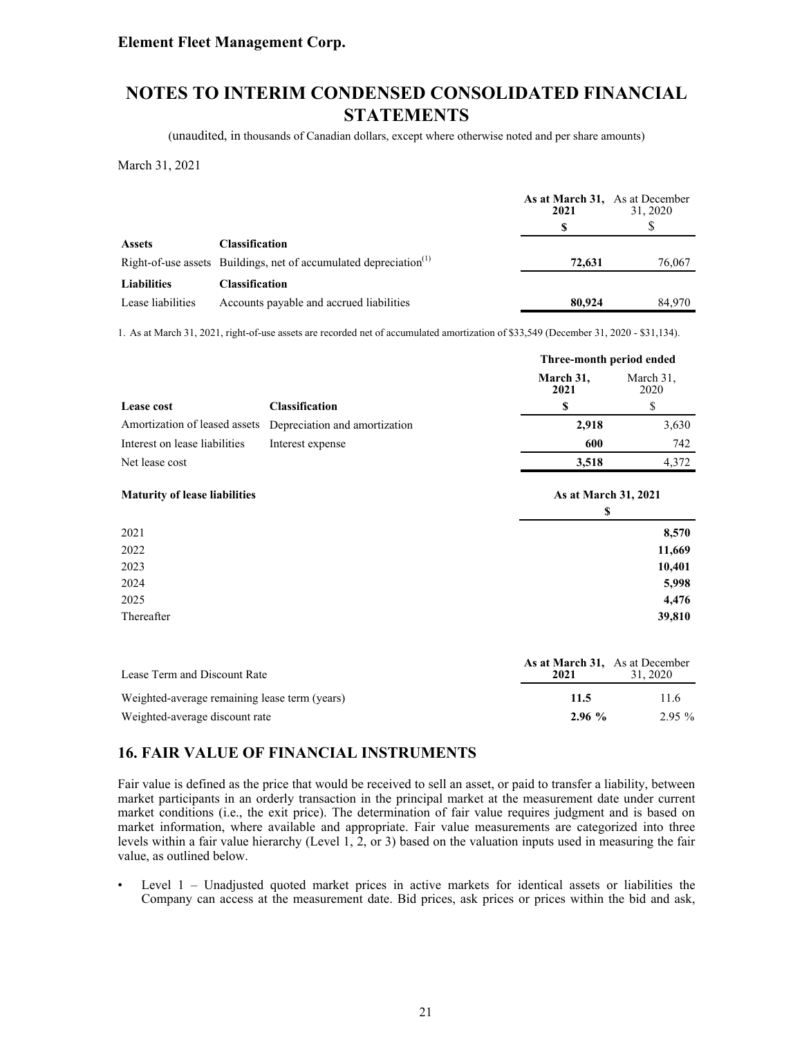March 31, 2021

| | | As at March 31, 2021 | As at December 31, 2020 |
|---|---|---|---|
| | | **$** | $ |
| **Assets** | **Classification** | | |
| Right-of-use assets | Buildings, net of accumulated depreciation[(1)] | **72,631** | 76,067 |
| **Liabilities** | **Classification** | | |
| Lease liabilities | Accounts payable and accrued liabilities | **80,924** | 84,970 |

1. As at March 31, 2021, right-of-use assets are recorded net of accumulated amortization of $33,549 (December 31, 2020 - $31,134).

| | | Three-month period ended | |
|---|---|---|---|
| | | **March 31, 2021** | March 31, 2020 |
| **Lease cost** | **Classification** | **$** | $ |
| Amortization of leased assets | Depreciation and amortization | **2,918** | 3,630 |
| Interest on lease liabilities | Interest expense | **600** | 742 |
| Net lease cost | | **3,518** | 4,372 |

| **Maturity of lease liabilities** | **As at March 31, 2021** |
|---|---|
| | **$** |
| 2021 | **8,570** |
| 2022 | **11,669** |
| 2023 | **10,401** |
| 2024 | **5,998** |
| 2025 | **4,476** |
| Thereafter | **39,810** |

| Lease Term and Discount Rate | As at March 31, 2021 | As at December 31, 2020 |
|---|---|---|
| Weighted-average remaining lease term (years) | **11.5** | 11.6 |
| Weighted-average discount rate | **2.96 %** | 2.95 % |

## 16. FAIR VALUE OF FINANCIAL INSTRUMENTS

Fair value is defined as the price that would be received to sell an asset, or paid to transfer a liability, between market participants in an orderly transaction in the principal market at the measurement date under current market conditions (i.e., the exit price). The determination of fair value requires judgment and is based on market information, where available and appropriate. Fair value measurements are categorized into three levels within a fair value hierarchy (Level 1, 2, or 3) based on the valuation inputs used in measuring the fair value, as outlined below.

- Level 1 – Unadjusted quoted market prices in active markets for identical assets or liabilities the Company can access at the measurement date. Bid prices, ask prices or prices within the bid and ask,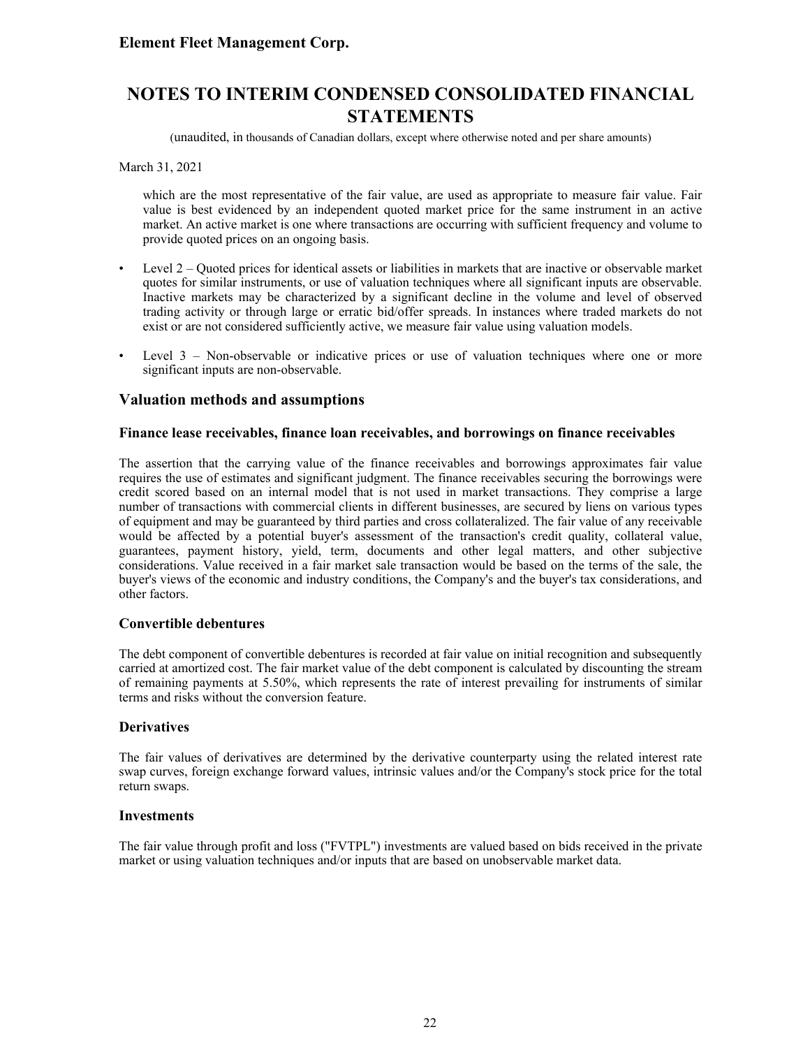which are the most representative of the fair value, are used as appropriate to measure fair value. Fair value is best evidenced by an independent quoted market price for the same instrument in an active market. An active market is one where transactions are occurring with sufficient frequency and volume to provide quoted prices on an ongoing basis.

- Level 2 – Quoted prices for identical assets or liabilities in markets that are inactive or observable market quotes for similar instruments, or use of valuation techniques where all significant inputs are observable. Inactive markets may be characterized by a significant decline in the volume and level of observed trading activity or through large or erratic bid/offer spreads. In instances where traded markets do not exist or are not considered sufficiently active, we measure fair value using valuation models.

- Level 3 – Non-observable or indicative prices or use of valuation techniques where one or more significant inputs are non-observable.

## Valuation methods and assumptions

### Finance lease receivables, finance loan receivables, and borrowings on finance receivables

The assertion that the carrying value of the finance receivables and borrowings approximates fair value requires the use of estimates and significant judgment. The finance receivables securing the borrowings were credit scored based on an internal model that is not used in market transactions. They comprise a large number of transactions with commercial clients in different businesses, are secured by liens on various types of equipment and may be guaranteed by third parties and cross collateralized. The fair value of any receivable would be affected by a potential buyer's assessment of the transaction's credit quality, collateral value, guarantees, payment history, yield, term, documents and other legal matters, and other subjective considerations. Value received in a fair market sale transaction would be based on the terms of the sale, the buyer's views of the economic and industry conditions, the Company's and the buyer's tax considerations, and other factors.

### Convertible debentures

The debt component of convertible debentures is recorded at fair value on initial recognition and subsequently carried at amortized cost. The fair market value of the debt component is calculated by discounting the stream of remaining payments at 5.50%, which represents the rate of interest prevailing for instruments of similar terms and risks without the conversion feature.

### Derivatives

The fair values of derivatives are determined by the derivative counterparty using the related interest rate swap curves, foreign exchange forward values, intrinsic values and/or the Company's stock price for the total return swaps.

### Investments

The fair value through profit and loss ("FVTPL") investments are valued based on bids received in the private market or using valuation techniques and/or inputs that are based on unobservable market data.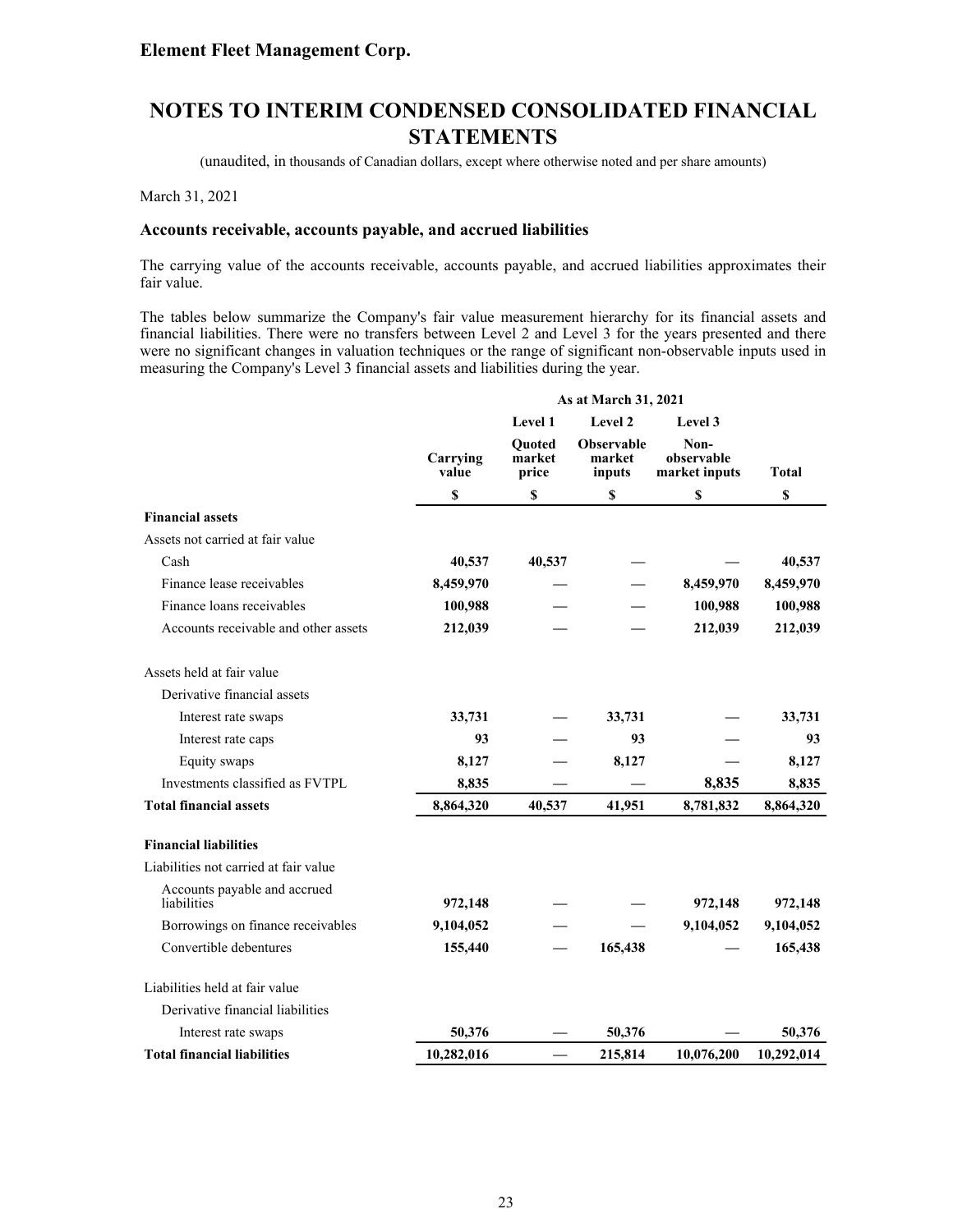Element Fleet Management Corp.

# NOTES TO INTERIM CONDENSED CONSOLIDATED FINANCIAL STATEMENTS

(unaudited, in thousands of Canadian dollars, except where otherwise noted and per share amounts)

March 31, 2021

### Accounts receivable, accounts payable, and accrued liabilities

The carrying value of the accounts receivable, accounts payable, and accrued liabilities approximates their fair value.

The tables below summarize the Company's fair value measurement hierarchy for its financial assets and financial liabilities. There were no transfers between Level 2 and Level 3 for the years presented and there were no significant changes in valuation techniques or the range of significant non-observable inputs used in measuring the Company's Level 3 financial assets and liabilities during the year.

| | As at March 31, 2021 | | | | |
|---|---|---|---|---|---|
| | | Level 1 | Level 2 | Level 3 | |
| | Carrying value | Quoted market price | Observable market inputs | Non-observable market inputs | Total |
| | $ | $ | $ | $ | $ |
| **Financial assets** | | | | | |
| Assets not carried at fair value | | | | | |
| Cash | **40,537** | **40,537** | — | — | **40,537** |
| Finance lease receivables | **8,459,970** | — | — | **8,459,970** | **8,459,970** |
| Finance loans receivables | **100,988** | — | — | **100,988** | **100,988** |
| Accounts receivable and other assets | **212,039** | — | — | **212,039** | **212,039** |
| Assets held at fair value | | | | | |
| Derivative financial assets | | | | | |
| Interest rate swaps | **33,731** | — | **33,731** | — | **33,731** |
| Interest rate caps | **93** | — | **93** | — | **93** |
| Equity swaps | **8,127** | — | **8,127** | — | **8,127** |
| Investments classified as FVTPL | **8,835** | — | — | **8,835** | **8,835** |
| **Total financial assets** | **8,864,320** | **40,537** | **41,951** | **8,781,832** | **8,864,320** |
| **Financial liabilities** | | | | | |
| Liabilities not carried at fair value | | | | | |
| Accounts payable and accrued liabilities | **972,148** | — | — | **972,148** | **972,148** |
| Borrowings on finance receivables | **9,104,052** | — | — | **9,104,052** | **9,104,052** |
| Convertible debentures | **155,440** | — | **165,438** | — | **165,438** |
| Liabilities held at fair value | | | | | |
| Derivative financial liabilities | | | | | |
| Interest rate swaps | **50,376** | — | **50,376** | — | **50,376** |
| **Total financial liabilities** | **10,282,016** | — | **215,814** | **10,076,200** | **10,292,014** |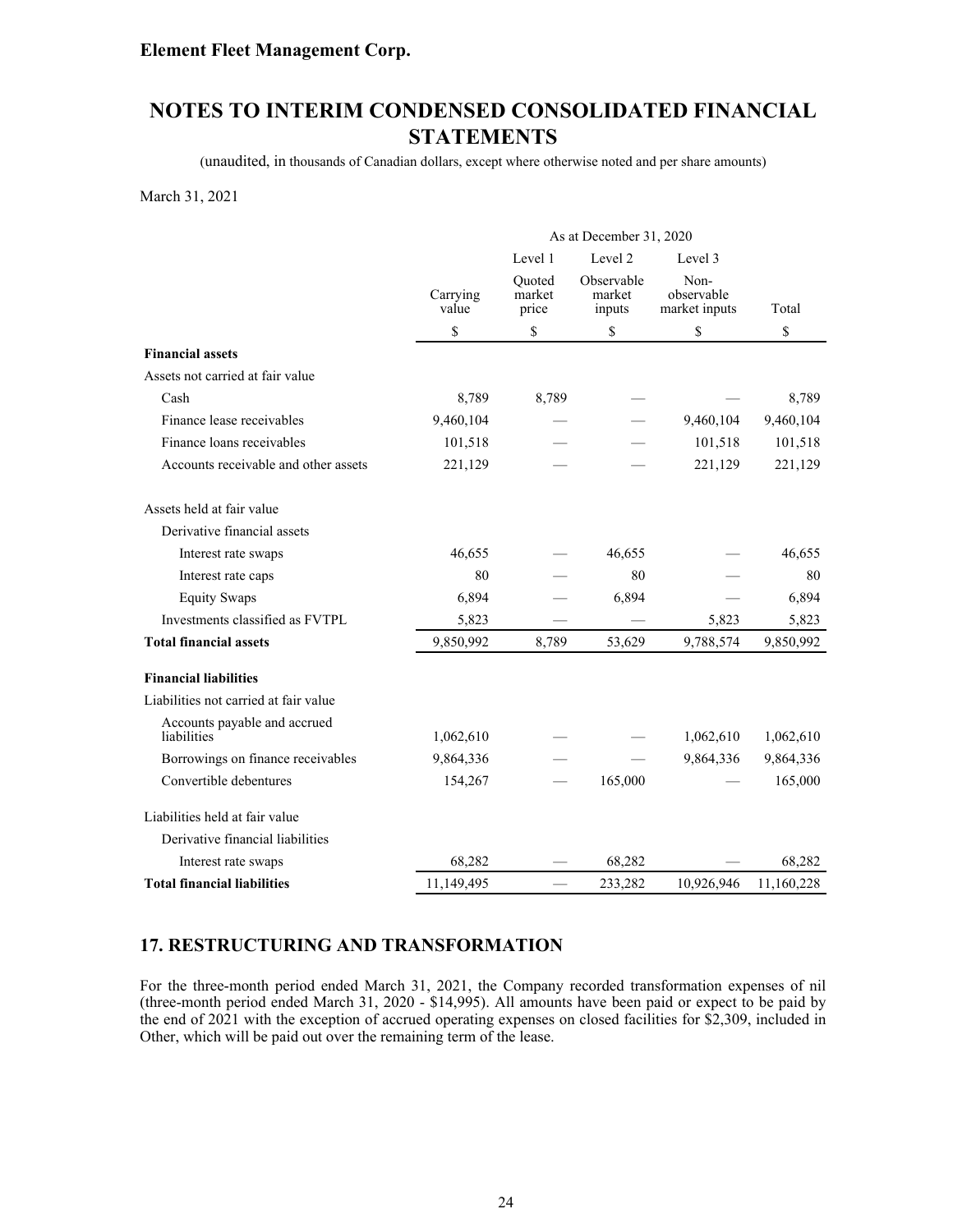**Element Fleet Management Corp.**

# NOTES TO INTERIM CONDENSED CONSOLIDATED FINANCIAL STATEMENTS

(unaudited, in thousands of Canadian dollars, except where otherwise noted and per share amounts)

March 31, 2021

| | | As at December 31, 2020 | | | |
|---|---|---|---|---|---|
| | | Level 1 | Level 2 | Level 3 | |
| | Carrying value | Quoted market price | Observable market inputs | Non-observable market inputs | Total |
| | $ | $ | $ | $ | $ |
| **Financial assets** | | | | | |
| Assets not carried at fair value | | | | | |
| Cash | 8,789 | 8,789 | — | — | 8,789 |
| Finance lease receivables | 9,460,104 | — | — | 9,460,104 | 9,460,104 |
| Finance loans receivables | 101,518 | — | — | 101,518 | 101,518 |
| Accounts receivable and other assets | 221,129 | — | — | 221,129 | 221,129 |
| Assets held at fair value | | | | | |
| Derivative financial assets | | | | | |
| Interest rate swaps | 46,655 | — | 46,655 | — | 46,655 |
| Interest rate caps | 80 | — | 80 | — | 80 |
| Equity Swaps | 6,894 | — | 6,894 | — | 6,894 |
| Investments classified as FVTPL | 5,823 | — | — | 5,823 | 5,823 |
| **Total financial assets** | 9,850,992 | 8,789 | 53,629 | 9,788,574 | 9,850,992 |
| **Financial liabilities** | | | | | |
| Liabilities not carried at fair value | | | | | |
| Accounts payable and accrued liabilities | 1,062,610 | — | — | 1,062,610 | 1,062,610 |
| Borrowings on finance receivables | 9,864,336 | — | — | 9,864,336 | 9,864,336 |
| Convertible debentures | 154,267 | — | 165,000 | — | 165,000 |
| Liabilities held at fair value | | | | | |
| Derivative financial liabilities | | | | | |
| Interest rate swaps | 68,282 | — | 68,282 | — | 68,282 |
| **Total financial liabilities** | 11,149,495 | — | 233,282 | 10,926,946 | 11,160,228 |

## 17. RESTRUCTURING AND TRANSFORMATION

For the three-month period ended March 31, 2021, the Company recorded transformation expenses of nil (three-month period ended March 31, 2020 - $14,995). All amounts have been paid or expect to be paid by the end of 2021 with the exception of accrued operating expenses on closed facilities for $2,309, included in Other, which will be paid out over the remaining term of the lease.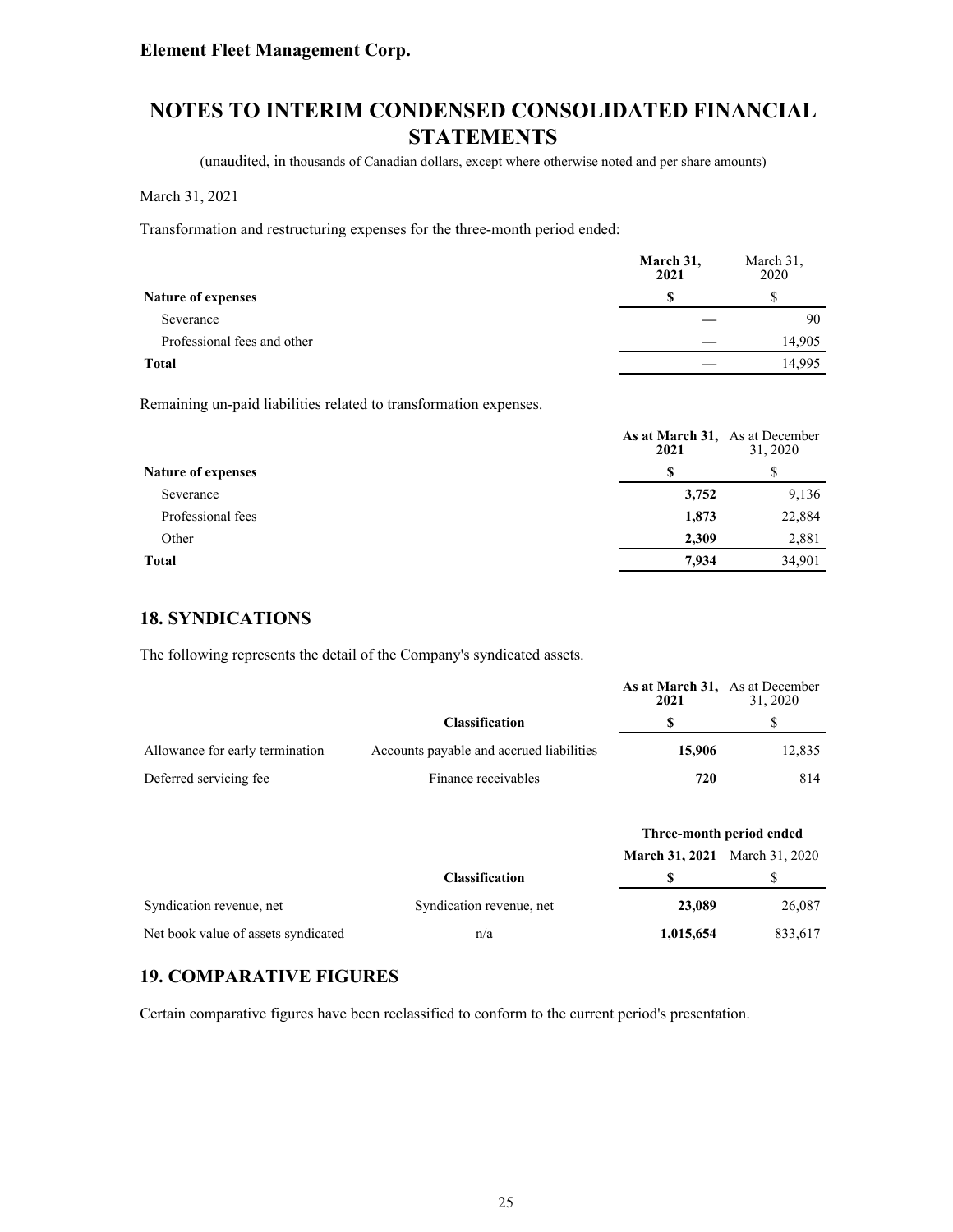**Element Fleet Management Corp.**

# NOTES TO INTERIM CONDENSED CONSOLIDATED FINANCIAL STATEMENTS

(unaudited, in thousands of Canadian dollars, except where otherwise noted and per share amounts)

March 31, 2021

Transformation and restructuring expenses for the three-month period ended:

| | **March 31, 2021** | March 31, 2020 |
|---|---|---|
| **Nature of expenses** | **$** | $ |
| Severance | **—** | 90 |
| Professional fees and other | **—** | 14,905 |
| **Total** | **—** | 14,995 |

Remaining un-paid liabilities related to transformation expenses.

| | **As at March 31, 2021** | As at December 31, 2020 |
|---|---|---|
| **Nature of expenses** | **$** | $ |
| Severance | **3,752** | 9,136 |
| Professional fees | **1,873** | 22,884 |
| Other | **2,309** | 2,881 |
| **Total** | **7,934** | 34,901 |

## 18. SYNDICATIONS

The following represents the detail of the Company's syndicated assets.

| | **Classification** | **As at March 31, 2021** | As at December 31, 2020 |
|---|---|---|---|
| | | **$** | $ |
| Allowance for early termination | Accounts payable and accrued liabilities | **15,906** | 12,835 |
| Deferred servicing fee | Finance receivables | **720** | 814 |

| | | **Three-month period ended** | |
|---|---|---|---|
| | | **March 31, 2021** | March 31, 2020 |
| | **Classification** | **$** | $ |
| Syndication revenue, net | Syndication revenue, net | **23,089** | 26,087 |
| Net book value of assets syndicated | n/a | **1,015,654** | 833,617 |

## 19. COMPARATIVE FIGURES

Certain comparative figures have been reclassified to conform to the current period's presentation.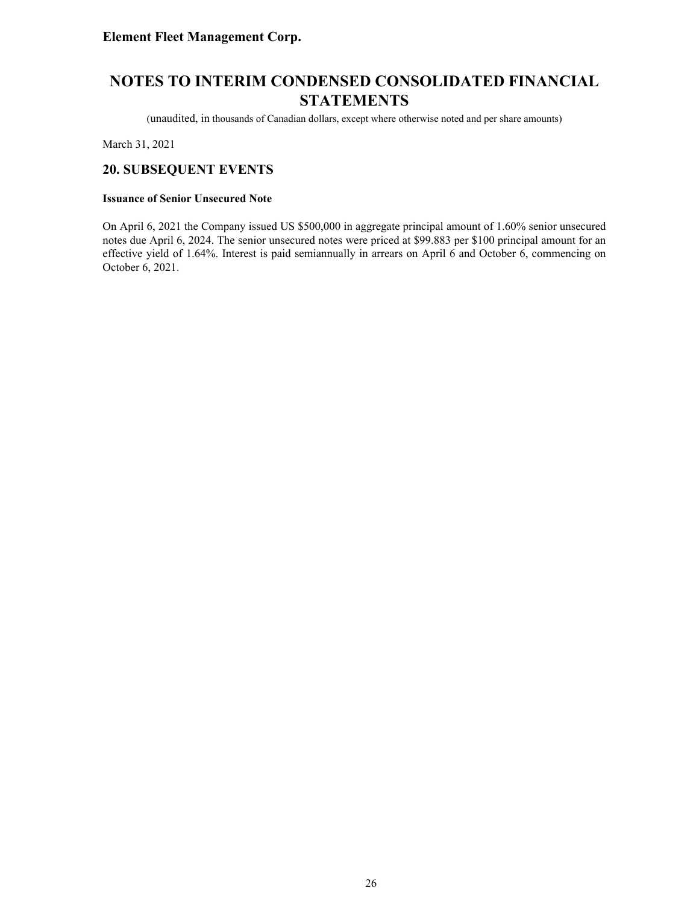## 20. SUBSEQUENT EVENTS

**Issuance of Senior Unsecured Note**

On April 6, 2021 the Company issued US $500,000 in aggregate principal amount of 1.60% senior unsecured notes due April 6, 2024. The senior unsecured notes were priced at $99.883 per $100 principal amount for an effective yield of 1.64%. Interest is paid semiannually in arrears on April 6 and October 6, commencing on October 6, 2021.